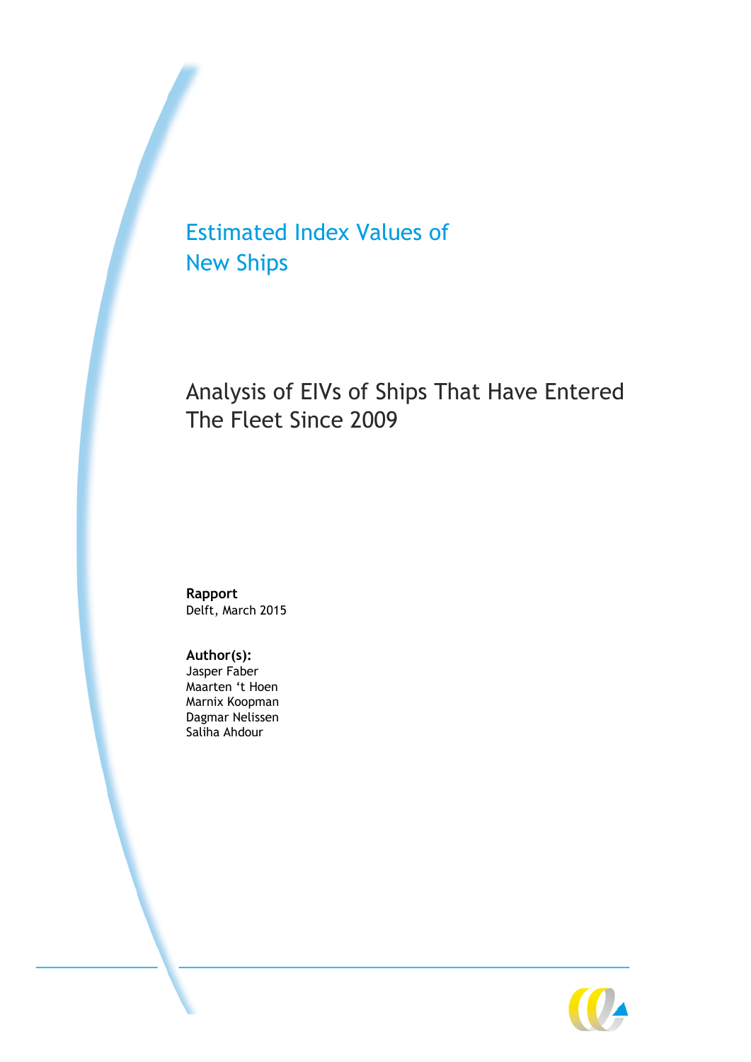# Estimated Index Values of New Ships

## Analysis of EIVs of Ships That Have Entered The Fleet Since 2009

**Rapport**
Delft, March 2015

**Author(s):**
Jasper Faber
Maarten 't Hoen
Marnix Koopman
Dagmar Nelissen
Saliha Ahdour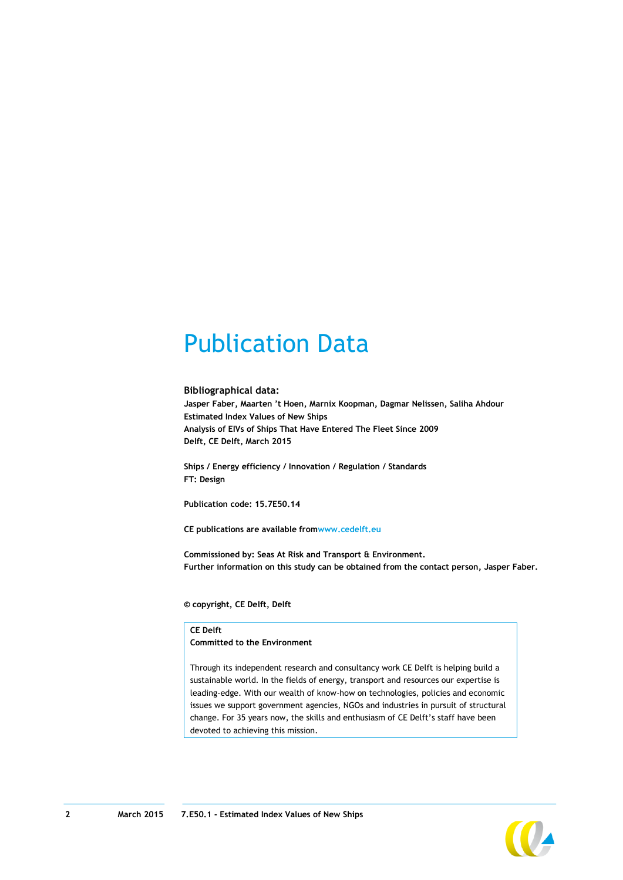# Publication Data

**Bibliographical data:**
**Jasper Faber, Maarten 't Hoen, Marnix Koopman, Dagmar Nelissen, Saliha Ahdour**
**Estimated Index Values of New Ships**
**Analysis of EIVs of Ships That Have Entered The Fleet Since 2009**
**Delft, CE Delft, March 2015**

**Ships / Energy efficiency / Innovation / Regulation / Standards**
**FT: Design**

**Publication code: 15.7E50.14**

**CE publications are available from www.cedelft.eu**

**Commissioned by: Seas At Risk and Transport & Environment.**
**Further information on this study can be obtained from the contact person, Jasper Faber.**

**© copyright, CE Delft, Delft**

**CE Delft**
**Committed to the Environment**

Through its independent research and consultancy work CE Delft is helping build a sustainable world. In the fields of energy, transport and resources our expertise is leading-edge. With our wealth of know-how on technologies, policies and economic issues we support government agencies, NGOs and industries in pursuit of structural change. For 35 years now, the skills and enthusiasm of CE Delft's staff have been devoted to achieving this mission.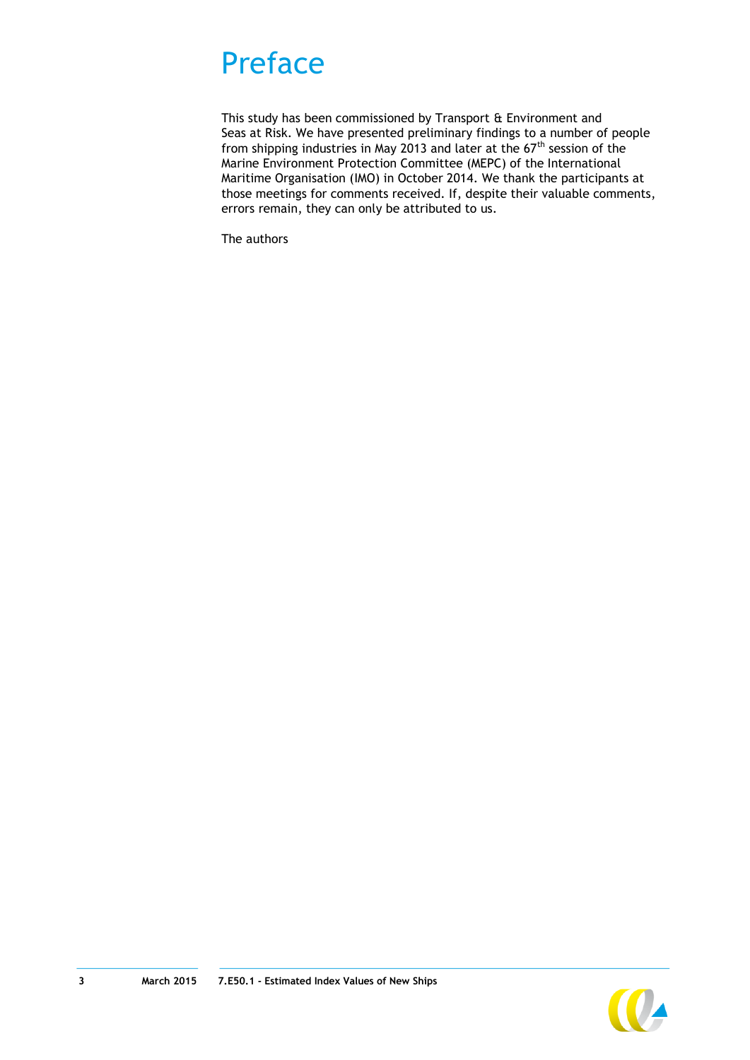# Preface

This study has been commissioned by Transport & Environment and Seas at Risk. We have presented preliminary findings to a number of people from shipping industries in May 2013 and later at the 67th session of the Marine Environment Protection Committee (MEPC) of the International Maritime Organisation (IMO) in October 2014. We thank the participants at those meetings for comments received. If, despite their valuable comments, errors remain, they can only be attributed to us.

The authors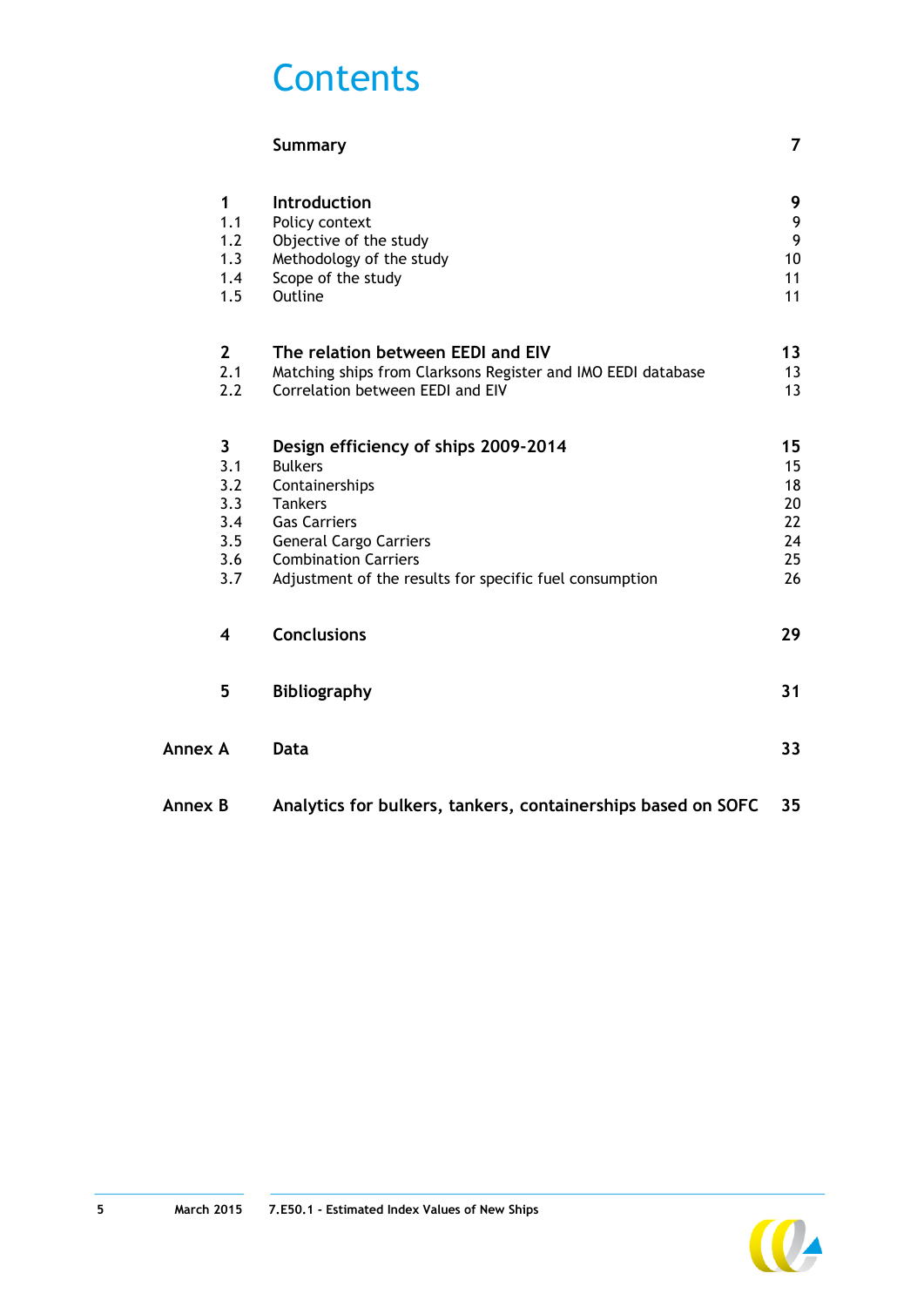# Contents

| | | |
|---|---|---|
| | **Summary** | **7** |
| **1** | **Introduction** | **9** |
| 1.1 | Policy context | 9 |
| 1.2 | Objective of the study | 9 |
| 1.3 | Methodology of the study | 10 |
| 1.4 | Scope of the study | 11 |
| 1.5 | Outline | 11 |
| **2** | **The relation between EEDI and EIV** | **13** |
| 2.1 | Matching ships from Clarksons Register and IMO EEDI database | 13 |
| 2.2 | Correlation between EEDI and EIV | 13 |
| **3** | **Design efficiency of ships 2009-2014** | **15** |
| 3.1 | Bulkers | 15 |
| 3.2 | Containerships | 18 |
| 3.3 | Tankers | 20 |
| 3.4 | Gas Carriers | 22 |
| 3.5 | General Cargo Carriers | 24 |
| 3.6 | Combination Carriers | 25 |
| 3.7 | Adjustment of the results for specific fuel consumption | 26 |
| **4** | **Conclusions** | **29** |
| **5** | **Bibliography** | **31** |
| **Annex A** | **Data** | **33** |
| **Annex B** | **Analytics for bulkers, tankers, containerships based on SOFC** | **35** |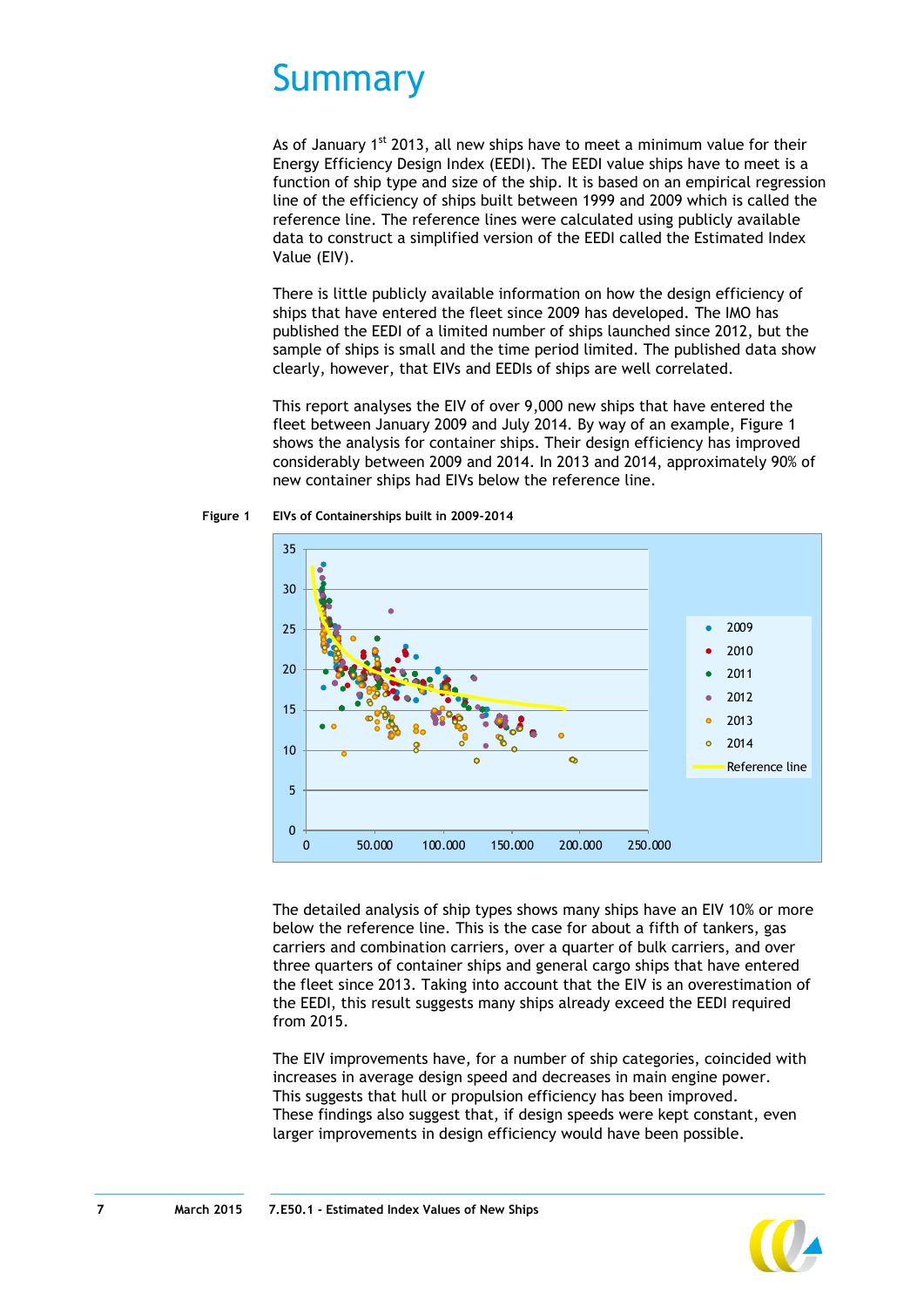# Summary

As of January 1[st] 2013, all new ships have to meet a minimum value for their Energy Efficiency Design Index (EEDI). The EEDI value ships have to meet is a function of ship type and size of the ship. It is based on an empirical regression line of the efficiency of ships built between 1999 and 2009 which is called the reference line. The reference lines were calculated using publicly available data to construct a simplified version of the EEDI called the Estimated Index Value (EIV).

There is little publicly available information on how the design efficiency of ships that have entered the fleet since 2009 has developed. The IMO has published the EEDI of a limited number of ships launched since 2012, but the sample of ships is small and the time period limited. The published data show clearly, however, that EIVs and EEDIs of ships are well correlated.

This report analyses the EIV of over 9,000 new ships that have entered the fleet between January 2009 and July 2014. By way of an example, Figure 1 shows the analysis for container ships. Their design efficiency has improved considerably between 2009 and 2014. In 2013 and 2014, approximately 90% of new container ships had EIVs below the reference line.

**Figure 1 EIVs of Containerships built in 2009-2014**

The detailed analysis of ship types shows many ships have an EIV 10% or more below the reference line. This is the case for about a fifth of tankers, gas carriers and combination carriers, over a quarter of bulk carriers, and over three quarters of container ships and general cargo ships that have entered the fleet since 2013. Taking into account that the EIV is an overestimation of the EEDI, this result suggests many ships already exceed the EEDI required from 2015.

The EIV improvements have, for a number of ship categories, coincided with increases in average design speed and decreases in main engine power. This suggests that hull or propulsion efficiency has been improved. These findings also suggest that, if design speeds were kept constant, even larger improvements in design efficiency would have been possible.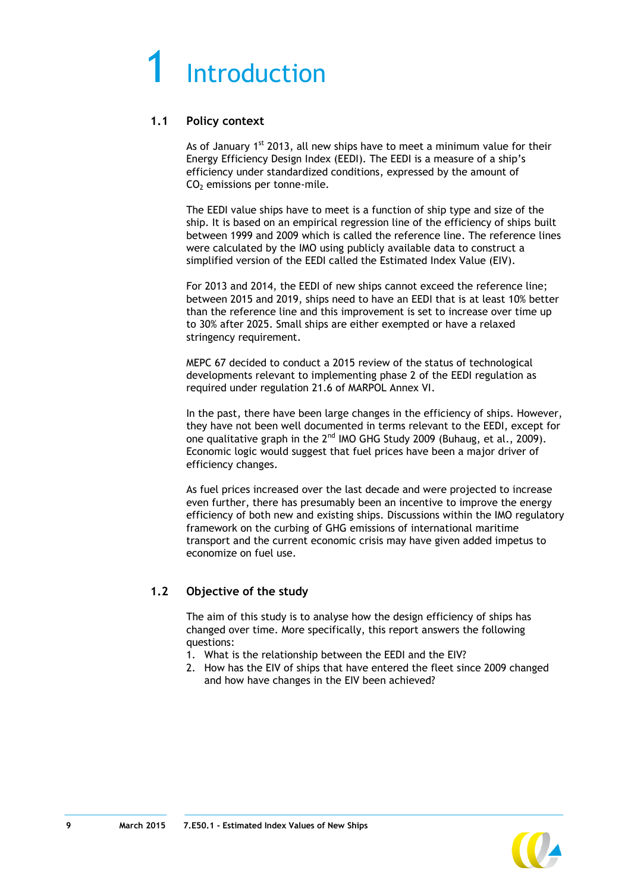# 1 Introduction

## 1.1 Policy context

As of January 1st 2013, all new ships have to meet a minimum value for their Energy Efficiency Design Index (EEDI). The EEDI is a measure of a ship's efficiency under standardized conditions, expressed by the amount of $CO_2$ emissions per tonne-mile.

The EEDI value ships have to meet is a function of ship type and size of the ship. It is based on an empirical regression line of the efficiency of ships built between 1999 and 2009 which is called the reference line. The reference lines were calculated by the IMO using publicly available data to construct a simplified version of the EEDI called the Estimated Index Value (EIV).

For 2013 and 2014, the EEDI of new ships cannot exceed the reference line; between 2015 and 2019, ships need to have an EEDI that is at least 10% better than the reference line and this improvement is set to increase over time up to 30% after 2025. Small ships are either exempted or have a relaxed stringency requirement.

MEPC 67 decided to conduct a 2015 review of the status of technological developments relevant to implementing phase 2 of the EEDI regulation as required under regulation 21.6 of MARPOL Annex VI.

In the past, there have been large changes in the efficiency of ships. However, they have not been well documented in terms relevant to the EEDI, except for one qualitative graph in the 2nd IMO GHG Study 2009 (Buhaug, et al., 2009). Economic logic would suggest that fuel prices have been a major driver of efficiency changes.

As fuel prices increased over the last decade and were projected to increase even further, there has presumably been an incentive to improve the energy efficiency of both new and existing ships. Discussions within the IMO regulatory framework on the curbing of GHG emissions of international maritime transport and the current economic crisis may have given added impetus to economize on fuel use.

## 1.2 Objective of the study

The aim of this study is to analyse how the design efficiency of ships has changed over time. More specifically, this report answers the following questions:

1. What is the relationship between the EEDI and the EIV?
2. How has the EIV of ships that have entered the fleet since 2009 changed and how have changes in the EIV been achieved?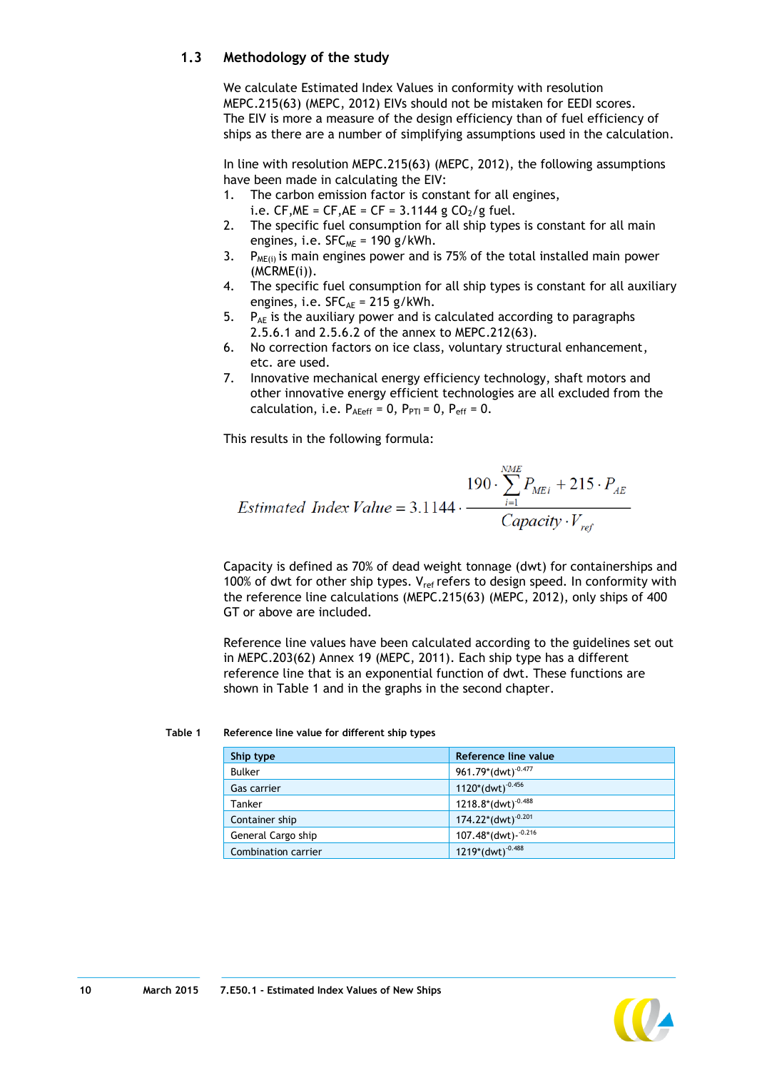## 1.3 Methodology of the study

We calculate Estimated Index Values in conformity with resolution MEPC.215(63) (MEPC, 2012) EIVs should not be mistaken for EEDI scores. The EIV is more a measure of the design efficiency than of fuel efficiency of ships as there are a number of simplifying assumptions used in the calculation.

In line with resolution MEPC.215(63) (MEPC, 2012), the following assumptions have been made in calculating the EIV:

1. The carbon emission factor is constant for all engines, i.e. CF,ME = CF,AE = CF = 3.1144 g $CO_2$/g fuel.
2. The specific fuel consumption for all ship types is constant for all main engines, i.e. $SFC_{ME}$ = 190 g/kWh.
3. $P_{ME(i)}$ is main engines power and is 75% of the total installed main power (MCRME(i)).
4. The specific fuel consumption for all ship types is constant for all auxiliary engines, i.e. $SFC_{AE}$ = 215 g/kWh.
5. $P_{AE}$ is the auxiliary power and is calculated according to paragraphs 2.5.6.1 and 2.5.6.2 of the annex to MEPC.212(63).
6. No correction factors on ice class, voluntary structural enhancement, etc. are used.
7. Innovative mechanical energy efficiency technology, shaft motors and other innovative energy efficient technologies are all excluded from the calculation, i.e. $P_{AEeff}$ = 0, $P_{PTI}$ = 0, $P_{eff}$ = 0.

This results in the following formula:

$$Estimated\ Index\ Value = 3.1144 \cdot \frac{190 \cdot \sum_{i=1}^{NME} P_{ME\,i} + 215 \cdot P_{AE}}{Capacity \cdot V_{ref}}$$

Capacity is defined as 70% of dead weight tonnage (dwt) for containerships and 100% of dwt for other ship types. $V_{ref}$ refers to design speed. In conformity with the reference line calculations (MEPC.215(63) (MEPC, 2012), only ships of 400 GT or above are included.

Reference line values have been calculated according to the guidelines set out in MEPC.203(62) Annex 19 (MEPC, 2011). Each ship type has a different reference line that is an exponential function of dwt. These functions are shown in Table 1 and in the graphs in the second chapter.

Table 1 Reference line value for different ship types

| Ship type | Reference line value |
|---|---|
| Bulker | $961.79*(dwt)^{-0.477}$ |
| Gas carrier | $1120*(dwt)^{-0.456}$ |
| Tanker | $1218.8*(dwt)^{-0.488}$ |
| Container ship | $174.22*(dwt)^{-0.201}$ |
| General Cargo ship | $107.48*(dwt)^{-0.216}$ |
| Combination carrier | $1219*(dwt)^{-0.488}$ |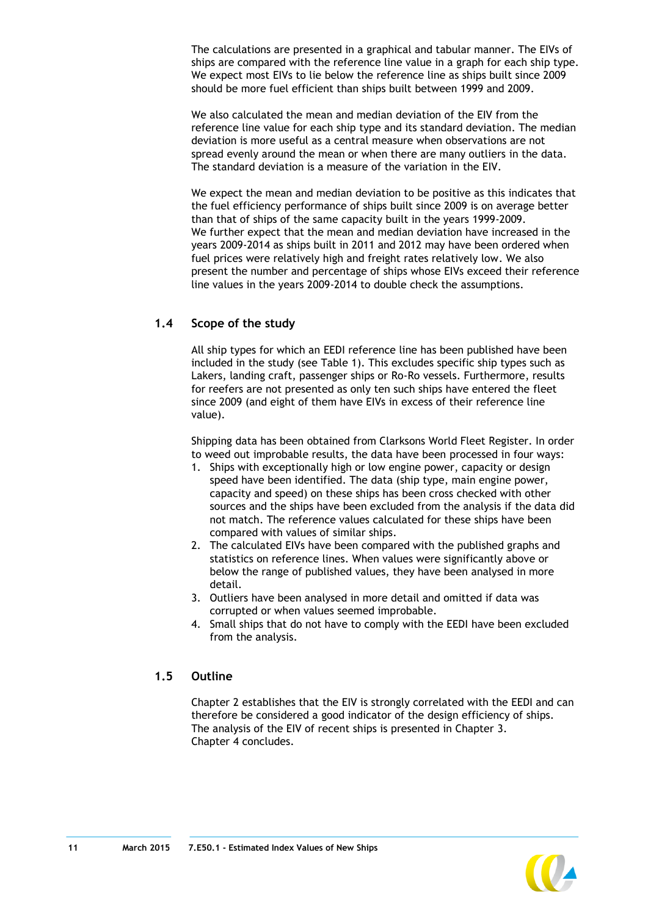The calculations are presented in a graphical and tabular manner. The EIVs of ships are compared with the reference line value in a graph for each ship type. We expect most EIVs to lie below the reference line as ships built since 2009 should be more fuel efficient than ships built between 1999 and 2009.

We also calculated the mean and median deviation of the EIV from the reference line value for each ship type and its standard deviation. The median deviation is more useful as a central measure when observations are not spread evenly around the mean or when there are many outliers in the data. The standard deviation is a measure of the variation in the EIV.

We expect the mean and median deviation to be positive as this indicates that the fuel efficiency performance of ships built since 2009 is on average better than that of ships of the same capacity built in the years 1999-2009.
We further expect that the mean and median deviation have increased in the years 2009-2014 as ships built in 2011 and 2012 may have been ordered when fuel prices were relatively high and freight rates relatively low. We also present the number and percentage of ships whose EIVs exceed their reference line values in the years 2009-2014 to double check the assumptions.

## 1.4 Scope of the study

All ship types for which an EEDI reference line has been published have been included in the study (see Table 1). This excludes specific ship types such as Lakers, landing craft, passenger ships or Ro-Ro vessels. Furthermore, results for reefers are not presented as only ten such ships have entered the fleet since 2009 (and eight of them have EIVs in excess of their reference line value).

Shipping data has been obtained from Clarksons World Fleet Register. In order to weed out improbable results, the data have been processed in four ways:

1. Ships with exceptionally high or low engine power, capacity or design speed have been identified. The data (ship type, main engine power, capacity and speed) on these ships has been cross checked with other sources and the ships have been excluded from the analysis if the data did not match. The reference values calculated for these ships have been compared with values of similar ships.
2. The calculated EIVs have been compared with the published graphs and statistics on reference lines. When values were significantly above or below the range of published values, they have been analysed in more detail.
3. Outliers have been analysed in more detail and omitted if data was corrupted or when values seemed improbable.
4. Small ships that do not have to comply with the EEDI have been excluded from the analysis.

## 1.5 Outline

Chapter 2 establishes that the EIV is strongly correlated with the EEDI and can therefore be considered a good indicator of the design efficiency of ships. The analysis of the EIV of recent ships is presented in Chapter 3. Chapter 4 concludes.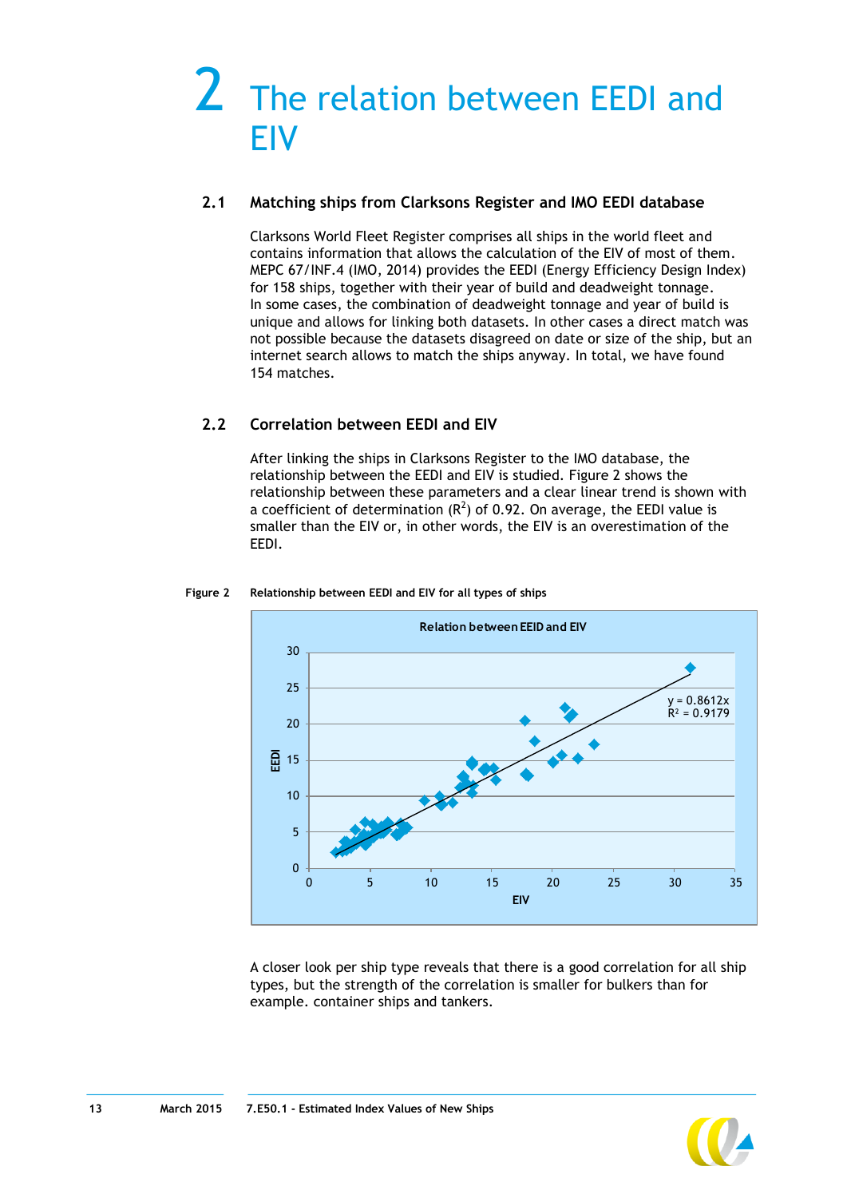# 2 The relation between EEDI and EIV

## 2.1 Matching ships from Clarksons Register and IMO EEDI database

Clarksons World Fleet Register comprises all ships in the world fleet and contains information that allows the calculation of the EIV of most of them. MEPC 67/INF.4 (IMO, 2014) provides the EEDI (Energy Efficiency Design Index) for 158 ships, together with their year of build and deadweight tonnage. In some cases, the combination of deadweight tonnage and year of build is unique and allows for linking both datasets. In other cases a direct match was not possible because the datasets disagreed on date or size of the ship, but an internet search allows to match the ships anyway. In total, we have found 154 matches.

## 2.2 Correlation between EEDI and EIV

After linking the ships in Clarksons Register to the IMO database, the relationship between the EEDI and EIV is studied. Figure 2 shows the relationship between these parameters and a clear linear trend is shown with a coefficient of determination ($R^2$) of 0.92. On average, the EEDI value is smaller than the EIV or, in other words, the EIV is an overestimation of the EEDI.

**Figure 2 Relationship between EEDI and EIV for all types of ships**

Relation between EEID and EIV

$y = 0.8612x$
$R^2 = 0.9179$

A closer look per ship type reveals that there is a good correlation for all ship types, but the strength of the correlation is smaller for bulkers than for example. container ships and tankers.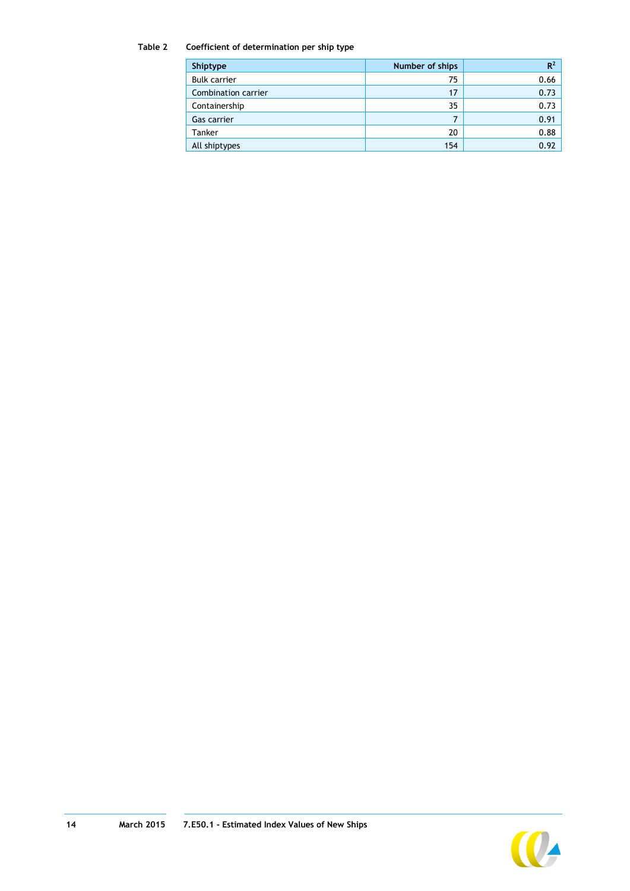Table 2 Coefficient of determination per ship type

| Shiptype | Number of ships | $R^2$ |
|---|---|---|
| Bulk carrier | 75 | 0.66 |
| Combination carrier | 17 | 0.73 |
| Containership | 35 | 0.73 |
| Gas carrier | 7 | 0.91 |
| Tanker | 20 | 0.88 |
| All shiptypes | 154 | 0.92 |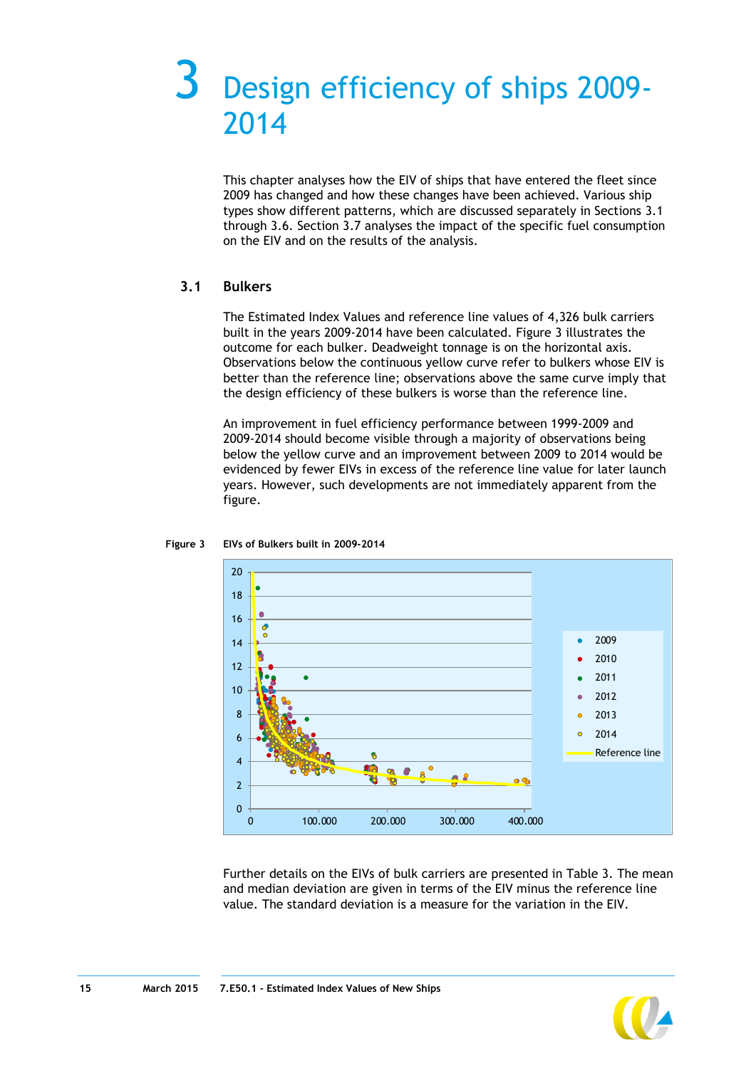# 3 Design efficiency of ships 2009-2014

This chapter analyses how the EIV of ships that have entered the fleet since 2009 has changed and how these changes have been achieved. Various ship types show different patterns, which are discussed separately in Sections 3.1 through 3.6. Section 3.7 analyses the impact of the specific fuel consumption on the EIV and on the results of the analysis.

## 3.1 Bulkers

The Estimated Index Values and reference line values of 4,326 bulk carriers built in the years 2009-2014 have been calculated. Figure 3 illustrates the outcome for each bulker. Deadweight tonnage is on the horizontal axis. Observations below the continuous yellow curve refer to bulkers whose EIV is better than the reference line; observations above the same curve imply that the design efficiency of these bulkers is worse than the reference line.

An improvement in fuel efficiency performance between 1999-2009 and 2009-2014 should become visible through a majority of observations being below the yellow curve and an improvement between 2009 to 2014 would be evidenced by fewer EIVs in excess of the reference line value for later launch years. However, such developments are not immediately apparent from the figure.

**Figure 3** **EIVs of Bulkers built in 2009-2014**

Further details on the EIVs of bulk carriers are presented in Table 3. The mean and median deviation are given in terms of the EIV minus the reference line value. The standard deviation is a measure for the variation in the EIV.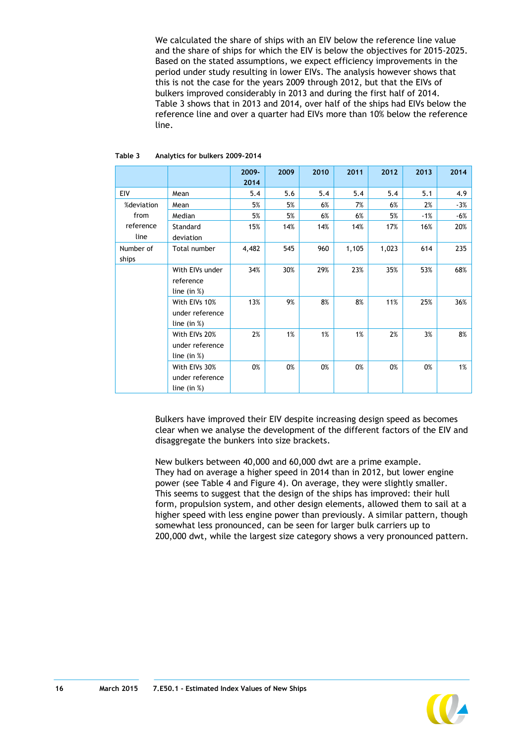We calculated the share of ships with an EIV below the reference line value and the share of ships for which the EIV is below the objectives for 2015-2025. Based on the stated assumptions, we expect efficiency improvements in the period under study resulting in lower EIVs. The analysis however shows that this is not the case for the years 2009 through 2012, but that the EIVs of bulkers improved considerably in 2013 and during the first half of 2014. Table 3 shows that in 2013 and 2014, over half of the ships had EIVs below the reference line and over a quarter had EIVs more than 10% below the reference line.

**Table 3 Analytics for bulkers 2009-2014**

| | | 2009-2014 | 2009 | 2010 | 2011 | 2012 | 2013 | 2014 |
|---|---|---|---|---|---|---|---|---|
| EIV | Mean | 5.4 | 5.6 | 5.4 | 5.4 | 5.4 | 5.1 | 4.9 |
| %deviation from reference line | Mean | 5% | 5% | 6% | 7% | 6% | 2% | -3% |
| | Median | 5% | 5% | 6% | 6% | 5% | -1% | -6% |
| | Standard deviation | 15% | 14% | 14% | 14% | 17% | 16% | 20% |
| Number of ships | Total number | 4,482 | 545 | 960 | 1,105 | 1,023 | 614 | 235 |
| | With EIVs under reference line (in %) | 34% | 30% | 29% | 23% | 35% | 53% | 68% |
| | With EIVs 10% under reference line (in %) | 13% | 9% | 8% | 8% | 11% | 25% | 36% |
| | With EIVs 20% under reference line (in %) | 2% | 1% | 1% | 1% | 2% | 3% | 8% |
| | With EIVs 30% under reference line (in %) | 0% | 0% | 0% | 0% | 0% | 0% | 1% |

Bulkers have improved their EIV despite increasing design speed as becomes clear when we analyse the development of the different factors of the EIV and disaggregate the bunkers into size brackets.

New bulkers between 40,000 and 60,000 dwt are a prime example. They had on average a higher speed in 2014 than in 2012, but lower engine power (see Table 4 and Figure 4). On average, they were slightly smaller. This seems to suggest that the design of the ships has improved: their hull form, propulsion system, and other design elements, allowed them to sail at a higher speed with less engine power than previously. A similar pattern, though somewhat less pronounced, can be seen for larger bulk carriers up to 200,000 dwt, while the largest size category shows a very pronounced pattern.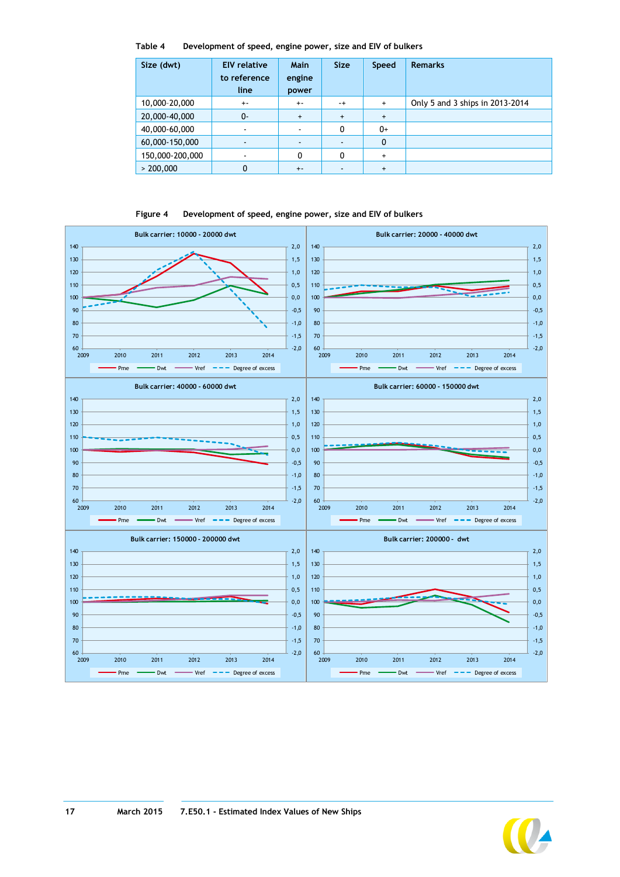Table 4 Development of speed, engine power, size and EIV of bulkers

| Size (dwt) | EIV relative to reference line | Main engine power | Size | Speed | Remarks |
|---|---|---|---|---|---|
| 10,000-20,000 | +- | +- | -+ | + | Only 5 and 3 ships in 2013-2014 |
| 20,000-40,000 | 0- | + | + | + | |
| 40,000-60,000 | - | - | 0 | 0+ | |
| 60,000-150,000 | - | - | - | 0 | |
| 150,000-200,000 | - | 0 | 0 | + | |
| > 200,000 | 0 | +- | - | + | |

Figure 4 Development of speed, engine power, size and EIV of bulkers

Bulk carrier: 10000 - 20000 dwt

Bulk carrier: 20000 - 40000 dwt

Bulk carrier: 40000 - 60000 dwt

Bulk carrier: 60000 - 150000 dwt

Bulk carrier: 150000 - 200000 dwt

Bulk carrier: 200000 - dwt

Pme — Dwt — Vref — Degree of excess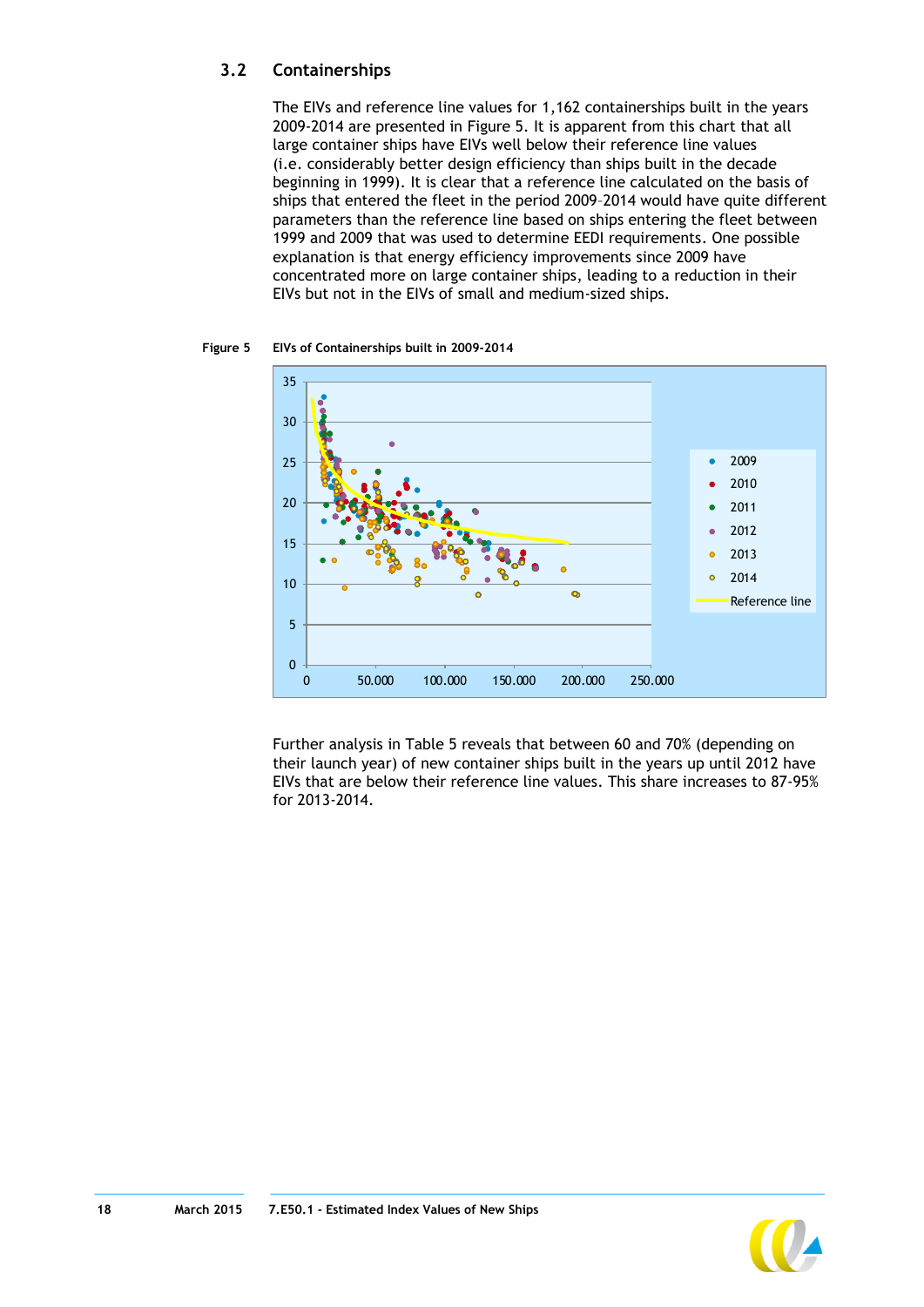### 3.2 Containerships

The EIVs and reference line values for 1,162 containerships built in the years 2009-2014 are presented in Figure 5. It is apparent from this chart that all large container ships have EIVs well below their reference line values (i.e. considerably better design efficiency than ships built in the decade beginning in 1999). It is clear that a reference line calculated on the basis of ships that entered the fleet in the period 2009–2014 would have quite different parameters than the reference line based on ships entering the fleet between 1999 and 2009 that was used to determine EEDI requirements. One possible explanation is that energy efficiency improvements since 2009 have concentrated more on large container ships, leading to a reduction in their EIVs but not in the EIVs of small and medium-sized ships.

**Figure 5 EIVs of Containerships built in 2009-2014**

Further analysis in Table 5 reveals that between 60 and 70% (depending on their launch year) of new container ships built in the years up until 2012 have EIVs that are below their reference line values. This share increases to 87-95% for 2013-2014.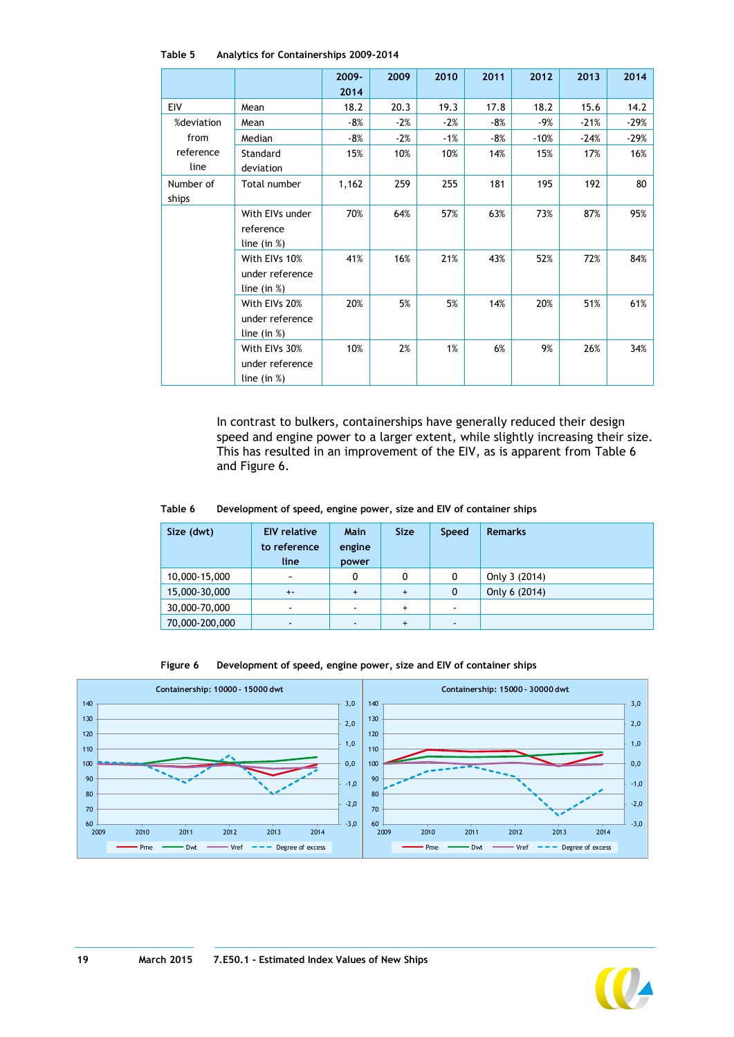Table 5 Analytics for Containerships 2009-2014

| | | 2009-2014 | 2009 | 2010 | 2011 | 2012 | 2013 | 2014 |
|---|---|---|---|---|---|---|---|---|
| EIV | Mean | 18.2 | 20.3 | 19.3 | 17.8 | 18.2 | 15.6 | 14.2 |
| %deviation from reference line | Mean | -8% | -2% | -2% | -8% | -9% | -21% | -29% |
| | Median | -8% | -2% | -1% | -8% | -10% | -24% | -29% |
| | Standard deviation | 15% | 10% | 10% | 14% | 15% | 17% | 16% |
| Number of ships | Total number | 1,162 | 259 | 255 | 181 | 195 | 192 | 80 |
| | With EIVs under reference line (in %) | 70% | 64% | 57% | 63% | 73% | 87% | 95% |
| | With EIVs 10% under reference line (in %) | 41% | 16% | 21% | 43% | 52% | 72% | 84% |
| | With EIVs 20% under reference line (in %) | 20% | 5% | 5% | 14% | 20% | 51% | 61% |
| | With EIVs 30% under reference line (in %) | 10% | 2% | 1% | 6% | 9% | 26% | 34% |

In contrast to bulkers, containerships have generally reduced their design speed and engine power to a larger extent, while slightly increasing their size. This has resulted in an improvement of the EIV, as is apparent from Table 6 and Figure 6.

Table 6 Development of speed, engine power, size and EIV of container ships

| Size (dwt) | EIV relative to reference line | Main engine power | Size | Speed | Remarks |
|---|---|---|---|---|---|
| 10,000-15,000 | ~ | 0 | 0 | 0 | Only 3 (2014) |
| 15,000-30,000 | +- | + | + | 0 | Only 6 (2014) |
| 30,000-70,000 | - | - | + | - | |
| 70,000-200,000 | - | - | + | - | |

Figure 6 Development of speed, engine power, size and EIV of container ships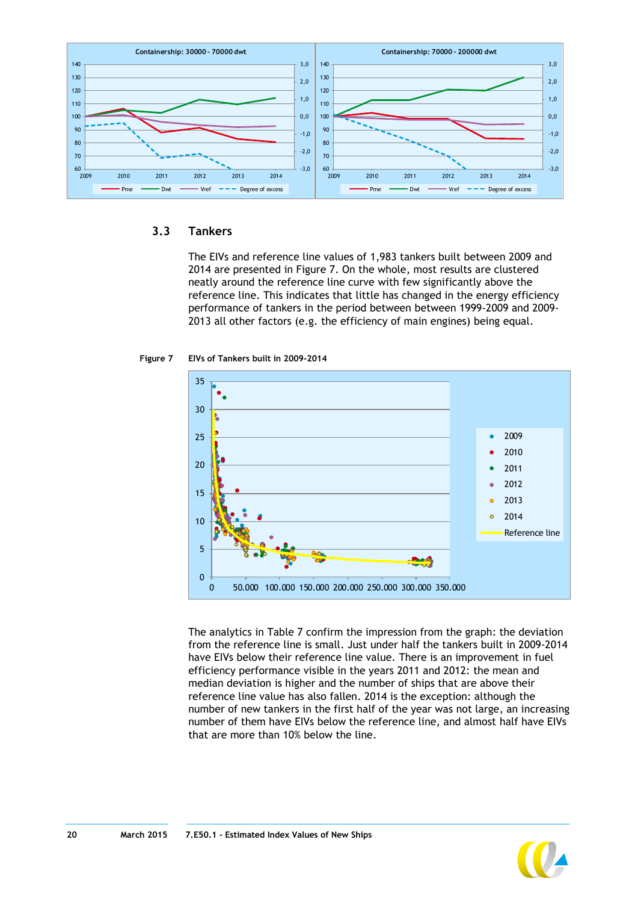## 3.3 Tankers

The EIVs and reference line values of 1,983 tankers built between 2009 and 2014 are presented in Figure 7. On the whole, most results are clustered neatly around the reference line curve with few significantly above the reference line. This indicates that little has changed in the energy efficiency performance of tankers in the period between between 1999-2009 and 2009-2013 all other factors (e.g. the efficiency of main engines) being equal.

**Figure 7 EIVs of Tankers built in 2009-2014**

The analytics in Table 7 confirm the impression from the graph: the deviation from the reference line is small. Just under half the tankers built in 2009-2014 have EIVs below their reference line value. There is an improvement in fuel efficiency performance visible in the years 2011 and 2012: the mean and median deviation is higher and the number of ships that are above their reference line value has also fallen. 2014 is the exception: although the number of new tankers in the first half of the year was not large, an increasing number of them have EIVs below the reference line, and almost half have EIVs that are more than 10% below the line.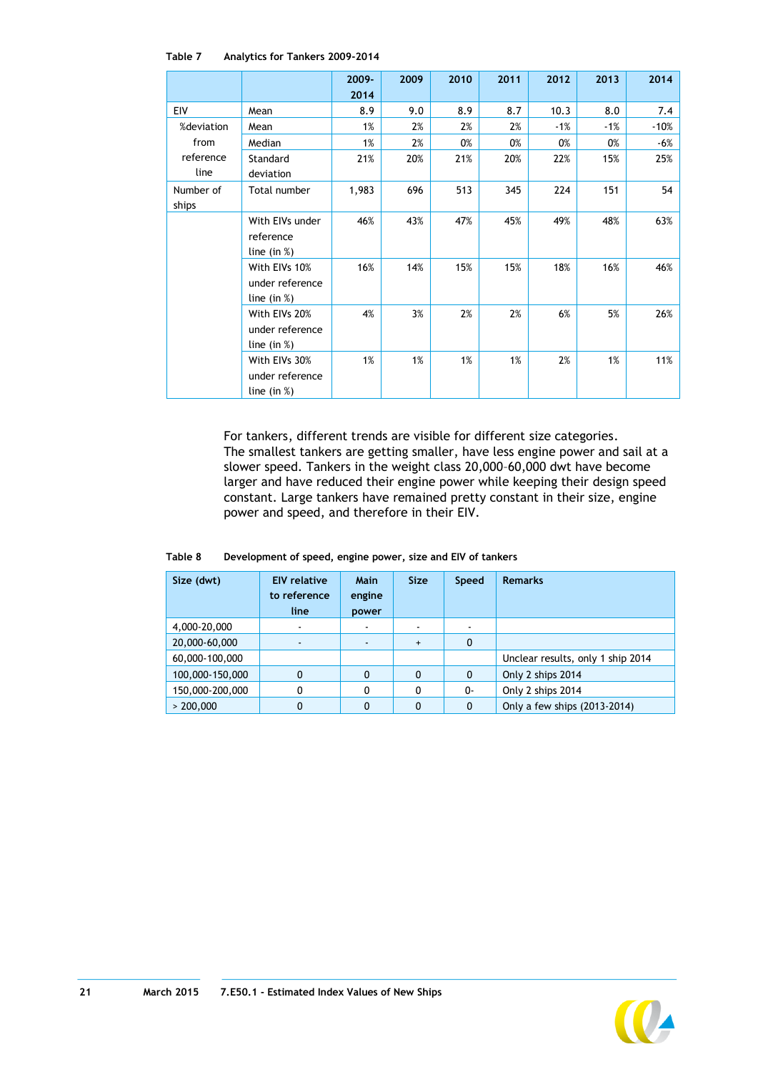Table 7 Analytics for Tankers 2009-2014

| | | 2009-2014 | 2009 | 2010 | 2011 | 2012 | 2013 | 2014 |
|---|---|---|---|---|---|---|---|---|
| EIV | Mean | 8.9 | 9.0 | 8.9 | 8.7 | 10.3 | 8.0 | 7.4 |
| %deviation from reference line | Mean | 1% | 2% | 2% | 2% | -1% | -1% | -10% |
| | Median | 1% | 2% | 0% | 0% | 0% | 0% | -6% |
| | Standard deviation | 21% | 20% | 21% | 20% | 22% | 15% | 25% |
| Number of ships | Total number | 1,983 | 696 | 513 | 345 | 224 | 151 | 54 |
| | With EIVs under reference line (in %) | 46% | 43% | 47% | 45% | 49% | 48% | 63% |
| | With EIVs 10% under reference line (in %) | 16% | 14% | 15% | 15% | 18% | 16% | 46% |
| | With EIVs 20% under reference line (in %) | 4% | 3% | 2% | 2% | 6% | 5% | 26% |
| | With EIVs 30% under reference line (in %) | 1% | 1% | 1% | 1% | 2% | 1% | 11% |

For tankers, different trends are visible for different size categories. The smallest tankers are getting smaller, have less engine power and sail at a slower speed. Tankers in the weight class 20,000–60,000 dwt have become larger and have reduced their engine power while keeping their design speed constant. Large tankers have remained pretty constant in their size, engine power and speed, and therefore in their EIV.

Table 8 Development of speed, engine power, size and EIV of tankers

| Size (dwt) | EIV relative to reference line | Main engine power | Size | Speed | Remarks |
|---|---|---|---|---|---|
| 4,000-20,000 | - | - | - | - | |
| 20,000-60,000 | - | - | + | 0 | |
| 60,000-100,000 | | | | | Unclear results, only 1 ship 2014 |
| 100,000-150,000 | 0 | 0 | 0 | 0 | Only 2 ships 2014 |
| 150,000-200,000 | 0 | 0 | 0 | 0- | Only 2 ships 2014 |
| > 200,000 | 0 | 0 | 0 | 0 | Only a few ships (2013-2014) |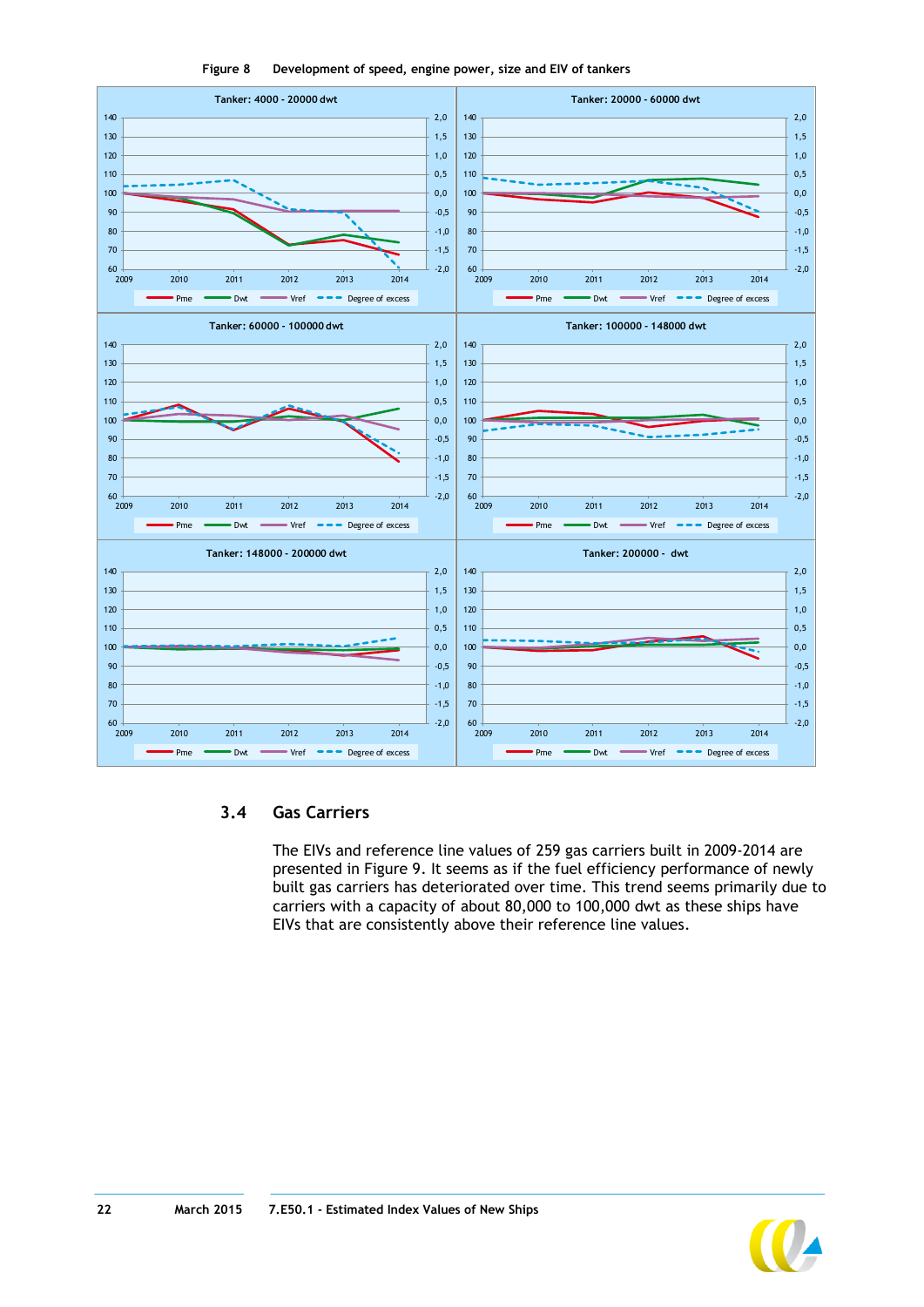**Figure 8 Development of speed, engine power, size and EIV of tankers**

### 3.4 Gas Carriers

The EIVs and reference line values of 259 gas carriers built in 2009-2014 are presented in Figure 9. It seems as if the fuel efficiency performance of newly built gas carriers has deteriorated over time. This trend seems primarily due to carriers with a capacity of about 80,000 to 100,000 dwt as these ships have EIVs that are consistently above their reference line values.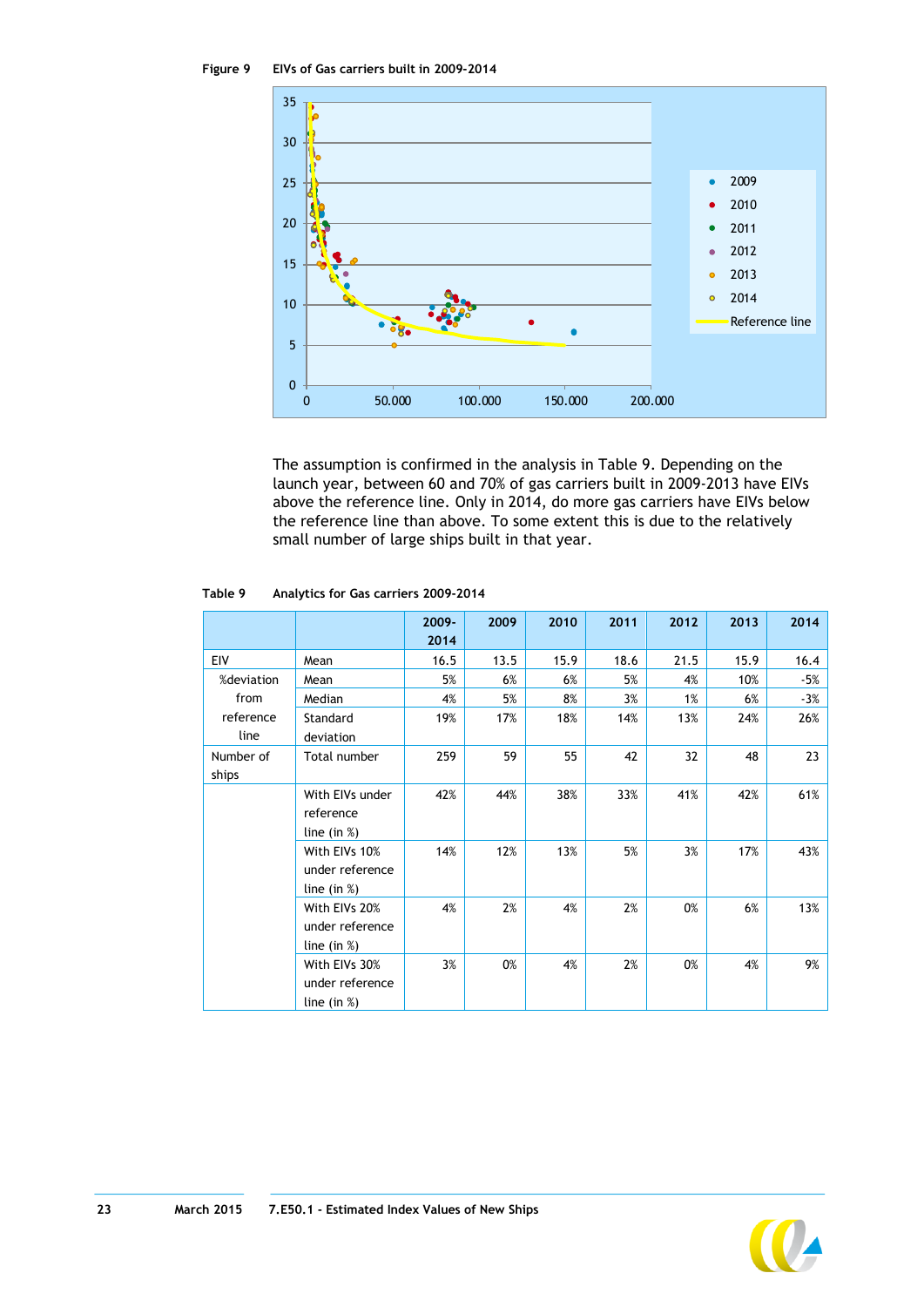Figure 9 EIVs of Gas carriers built in 2009-2014

The assumption is confirmed in the analysis in Table 9. Depending on the launch year, between 60 and 70% of gas carriers built in 2009-2013 have EIVs above the reference line. Only in 2014, do more gas carriers have EIVs below the reference line than above. To some extent this is due to the relatively small number of large ships built in that year.

Table 9 Analytics for Gas carriers 2009-2014

| | | 2009-2014 | 2009 | 2010 | 2011 | 2012 | 2013 | 2014 |
|---|---|---|---|---|---|---|---|---|
| EIV | Mean | 16.5 | 13.5 | 15.9 | 18.6 | 21.5 | 15.9 | 16.4 |
| %deviation from reference line | Mean | 5% | 6% | 6% | 5% | 4% | 10% | -5% |
| | Median | 4% | 5% | 8% | 3% | 1% | 6% | -3% |
| | Standard deviation | 19% | 17% | 18% | 14% | 13% | 24% | 26% |
| Number of ships | Total number | 259 | 59 | 55 | 42 | 32 | 48 | 23 |
| | With EIVs under reference line (in %) | 42% | 44% | 38% | 33% | 41% | 42% | 61% |
| | With EIVs 10% under reference line (in %) | 14% | 12% | 13% | 5% | 3% | 17% | 43% |
| | With EIVs 20% under reference line (in %) | 4% | 2% | 4% | 2% | 0% | 6% | 13% |
| | With EIVs 30% under reference line (in %) | 3% | 0% | 4% | 2% | 0% | 4% | 9% |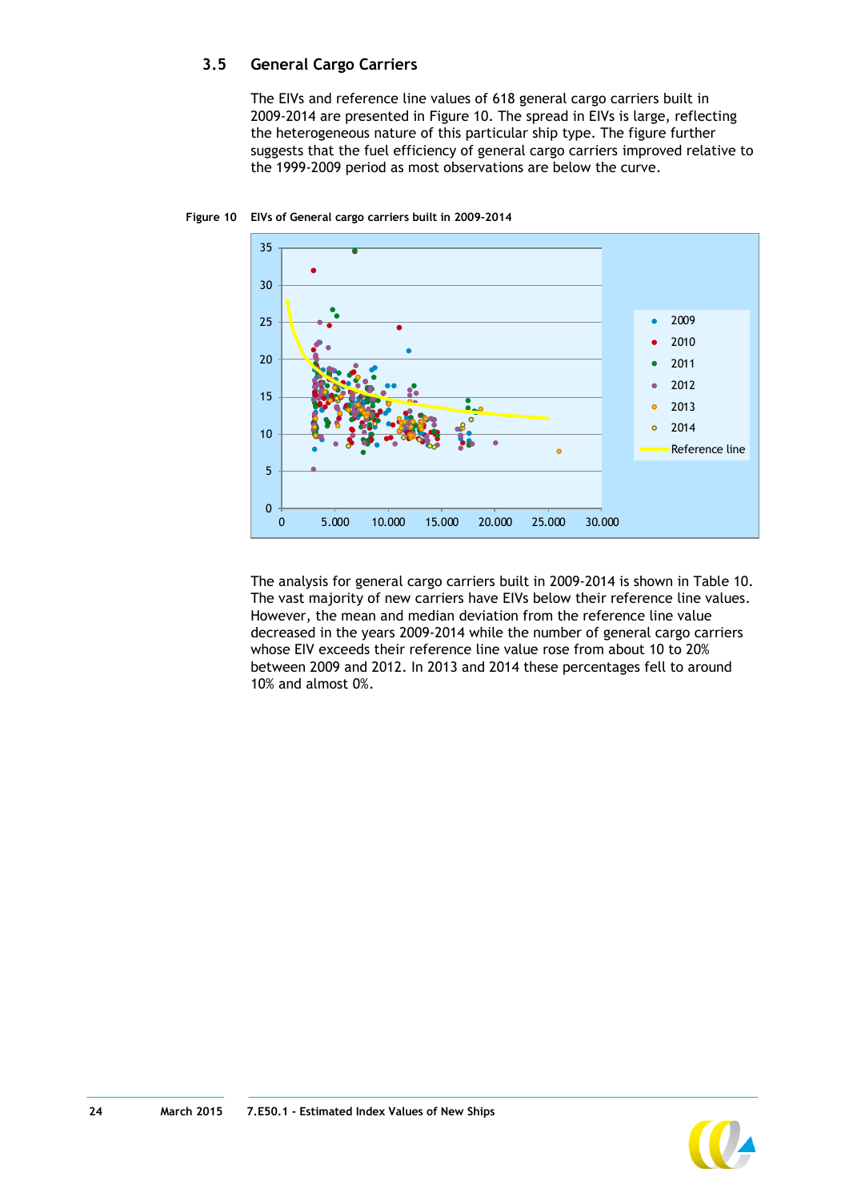### 3.5 General Cargo Carriers

The EIVs and reference line values of 618 general cargo carriers built in 2009-2014 are presented in Figure 10. The spread in EIVs is large, reflecting the heterogeneous nature of this particular ship type. The figure further suggests that the fuel efficiency of general cargo carriers improved relative to the 1999-2009 period as most observations are below the curve.

**Figure 10 EIVs of General cargo carriers built in 2009-2014**

The analysis for general cargo carriers built in 2009-2014 is shown in Table 10. The vast majority of new carriers have EIVs below their reference line values. However, the mean and median deviation from the reference line value decreased in the years 2009-2014 while the number of general cargo carriers whose EIV exceeds their reference line value rose from about 10 to 20% between 2009 and 2012. In 2013 and 2014 these percentages fell to around 10% and almost 0%.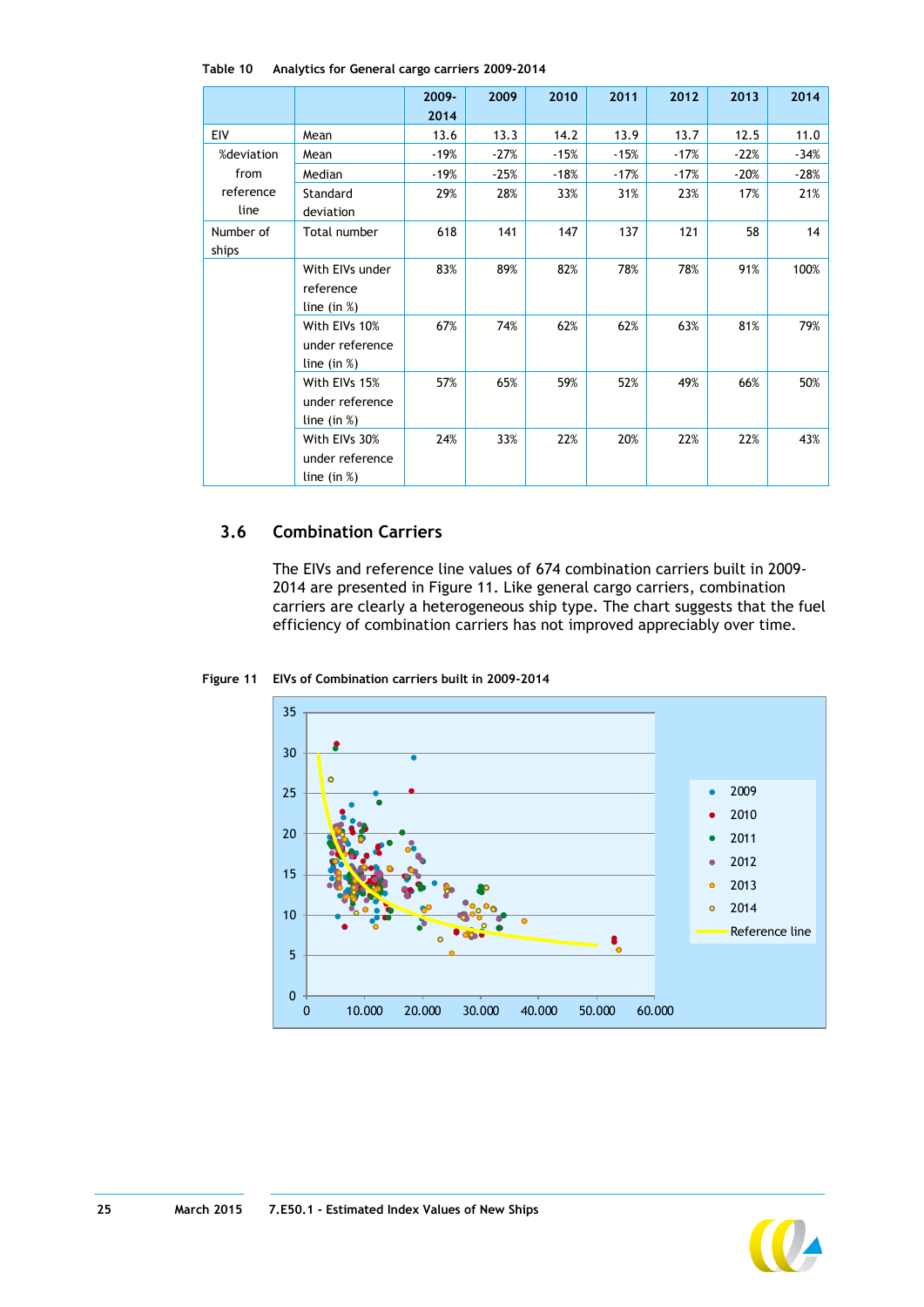Table 10 Analytics for General cargo carriers 2009-2014

| | | 2009-2014 | 2009 | 2010 | 2011 | 2012 | 2013 | 2014 |
|---|---|---|---|---|---|---|---|---|
| EIV | Mean | 13.6 | 13.3 | 14.2 | 13.9 | 13.7 | 12.5 | 11.0 |
| %deviation from reference line | Mean | -19% | -27% | -15% | -15% | -17% | -22% | -34% |
| | Median | -19% | -25% | -18% | -17% | -17% | -20% | -28% |
| | Standard deviation | 29% | 28% | 33% | 31% | 23% | 17% | 21% |
| Number of ships | Total number | 618 | 141 | 147 | 137 | 121 | 58 | 14 |
| | With EIVs under reference line (in %) | 83% | 89% | 82% | 78% | 78% | 91% | 100% |
| | With EIVs 10% under reference line (in %) | 67% | 74% | 62% | 62% | 63% | 81% | 79% |
| | With EIVs 15% under reference line (in %) | 57% | 65% | 59% | 52% | 49% | 66% | 50% |
| | With EIVs 30% under reference line (in %) | 24% | 33% | 22% | 20% | 22% | 22% | 43% |

## 3.6 Combination Carriers

The EIVs and reference line values of 674 combination carriers built in 2009-2014 are presented in Figure 11. Like general cargo carriers, combination carriers are clearly a heterogeneous ship type. The chart suggests that the fuel efficiency of combination carriers has not improved appreciably over time.

Figure 11 EIVs of Combination carriers built in 2009-2014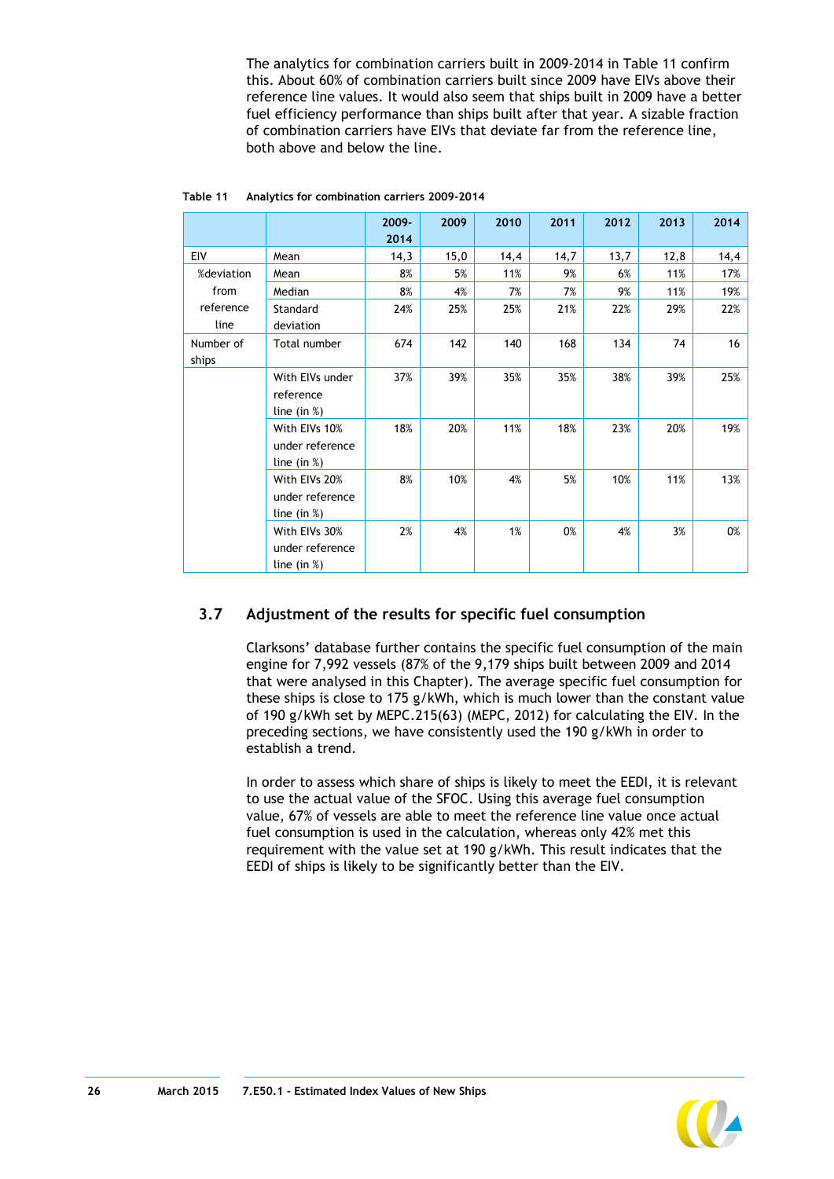The analytics for combination carriers built in 2009-2014 in Table 11 confirm this. About 60% of combination carriers built since 2009 have EIVs above their reference line values. It would also seem that ships built in 2009 have a better fuel efficiency performance than ships built after that year. A sizable fraction of combination carriers have EIVs that deviate far from the reference line, both above and below the line.

**Table 11 Analytics for combination carriers 2009-2014**

| | | 2009-2014 | 2009 | 2010 | 2011 | 2012 | 2013 | 2014 |
|---|---|---|---|---|---|---|---|---|
| EIV | Mean | 14,3 | 15,0 | 14,4 | 14,7 | 13,7 | 12,8 | 14,4 |
| %deviation from reference line | Mean | 8% | 5% | 11% | 9% | 6% | 11% | 17% |
| | Median | 8% | 4% | 7% | 7% | 9% | 11% | 19% |
| | Standard deviation | 24% | 25% | 25% | 21% | 22% | 29% | 22% |
| Number of ships | Total number | 674 | 142 | 140 | 168 | 134 | 74 | 16 |
| | With EIVs under reference line (in %) | 37% | 39% | 35% | 35% | 38% | 39% | 25% |
| | With EIVs 10% under reference line (in %) | 18% | 20% | 11% | 18% | 23% | 20% | 19% |
| | With EIVs 20% under reference line (in %) | 8% | 10% | 4% | 5% | 10% | 11% | 13% |
| | With EIVs 30% under reference line (in %) | 2% | 4% | 1% | 0% | 4% | 3% | 0% |

## 3.7 Adjustment of the results for specific fuel consumption

Clarksons' database further contains the specific fuel consumption of the main engine for 7,992 vessels (87% of the 9,179 ships built between 2009 and 2014 that were analysed in this Chapter). The average specific fuel consumption for these ships is close to 175 g/kWh, which is much lower than the constant value of 190 g/kWh set by MEPC.215(63) (MEPC, 2012) for calculating the EIV. In the preceding sections, we have consistently used the 190 g/kWh in order to establish a trend.

In order to assess which share of ships is likely to meet the EEDI, it is relevant to use the actual value of the SFOC. Using this average fuel consumption value, 67% of vessels are able to meet the reference line value once actual fuel consumption is used in the calculation, whereas only 42% met this requirement with the value set at 190 g/kWh. This result indicates that the EEDI of ships is likely to be significantly better than the EIV.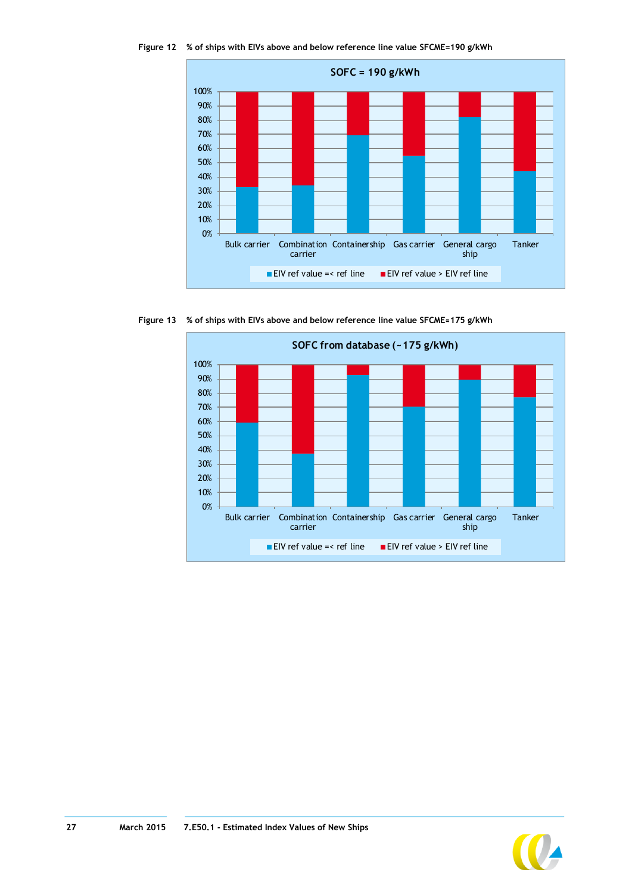Figure 12 % of ships with EIVs above and below reference line value SFCME=190 g/kWh

Figure 13 % of ships with EIVs above and below reference line value SFCME≈175 g/kWh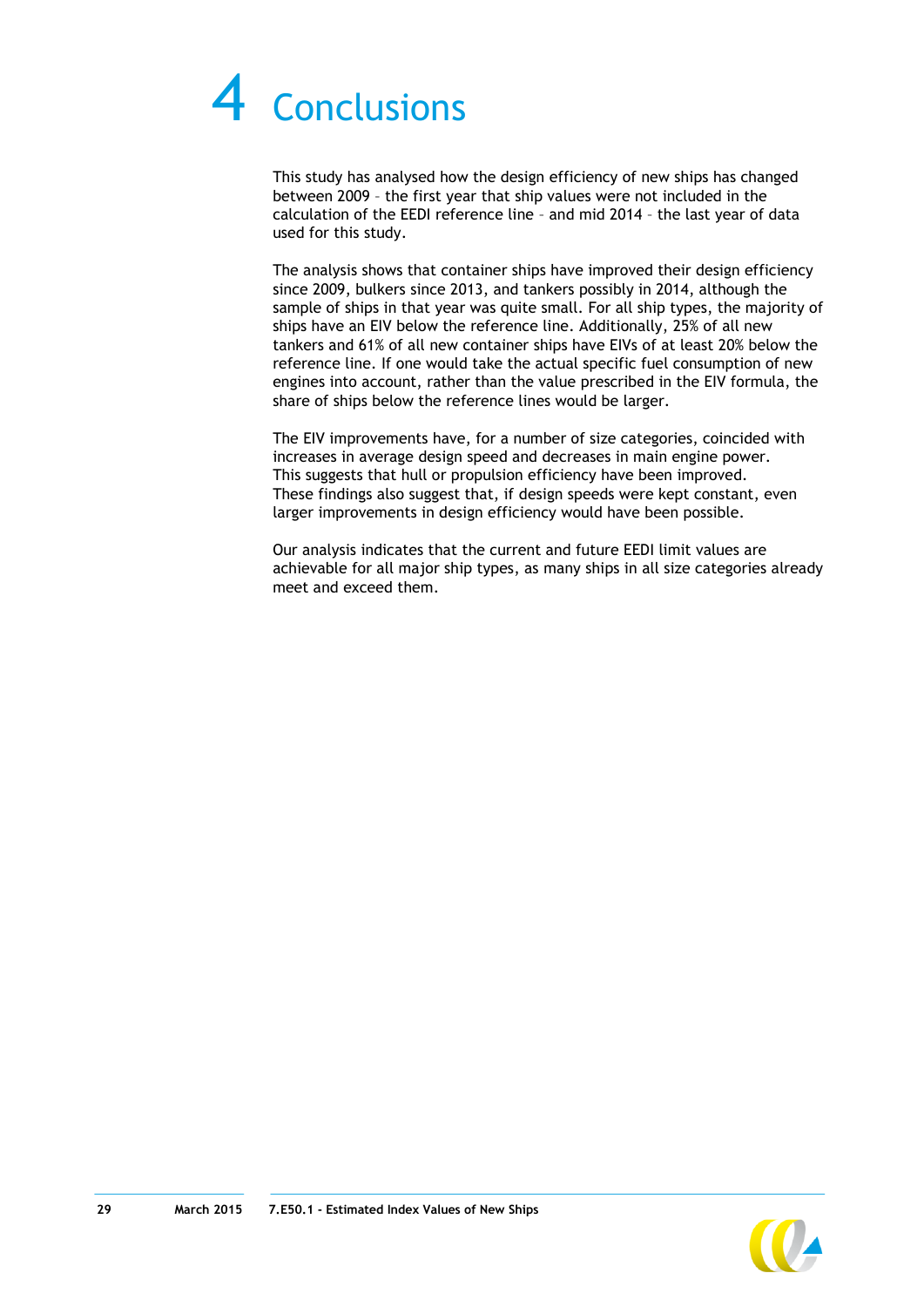# 4 Conclusions

This study has analysed how the design efficiency of new ships has changed between 2009 – the first year that ship values were not included in the calculation of the EEDI reference line – and mid 2014 – the last year of data used for this study.

The analysis shows that container ships have improved their design efficiency since 2009, bulkers since 2013, and tankers possibly in 2014, although the sample of ships in that year was quite small. For all ship types, the majority of ships have an EIV below the reference line. Additionally, 25% of all new tankers and 61% of all new container ships have EIVs of at least 20% below the reference line. If one would take the actual specific fuel consumption of new engines into account, rather than the value prescribed in the EIV formula, the share of ships below the reference lines would be larger.

The EIV improvements have, for a number of size categories, coincided with increases in average design speed and decreases in main engine power. This suggests that hull or propulsion efficiency have been improved. These findings also suggest that, if design speeds were kept constant, even larger improvements in design efficiency would have been possible.

Our analysis indicates that the current and future EEDI limit values are achievable for all major ship types, as many ships in all size categories already meet and exceed them.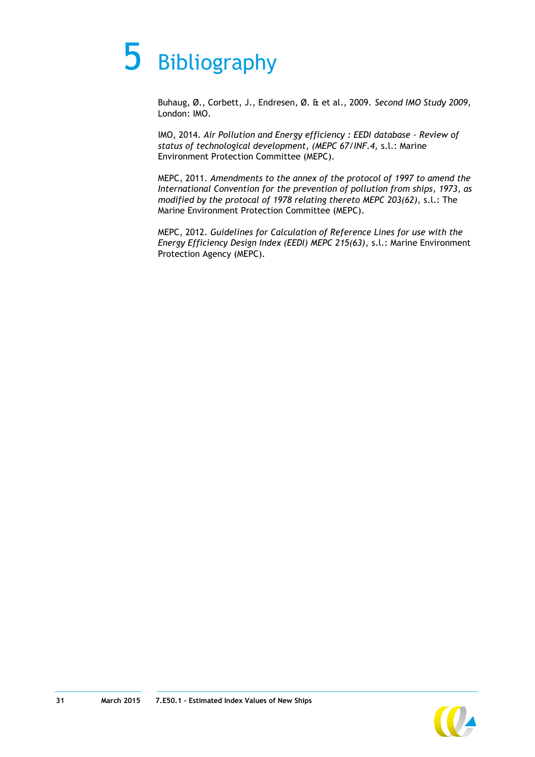# 5 Bibliography

Buhaug, Ø., Corbett, J., Endresen, Ø. & et al., 2009. *Second IMO Study 2009*, London: IMO.

IMO, 2014. *Air Pollution and Energy efficiency : EEDI database – Review of status of technological development, (MEPC 67/INF.4,* s.l.: Marine Environment Protection Committee (MEPC).

MEPC, 2011. *Amendments to the annex of the protocol of 1997 to amend the International Convention for the prevention of pollution from ships, 1973, as modified by the protocal of 1978 relating thereto MEPC 203(62),* s.l.: The Marine Environment Protection Committee (MEPC).

MEPC, 2012. *Guidelines for Calculation of Reference Lines for use with the Energy Efficiency Design Index (EEDI) MEPC 215(63),* s.l.: Marine Environment Protection Agency (MEPC).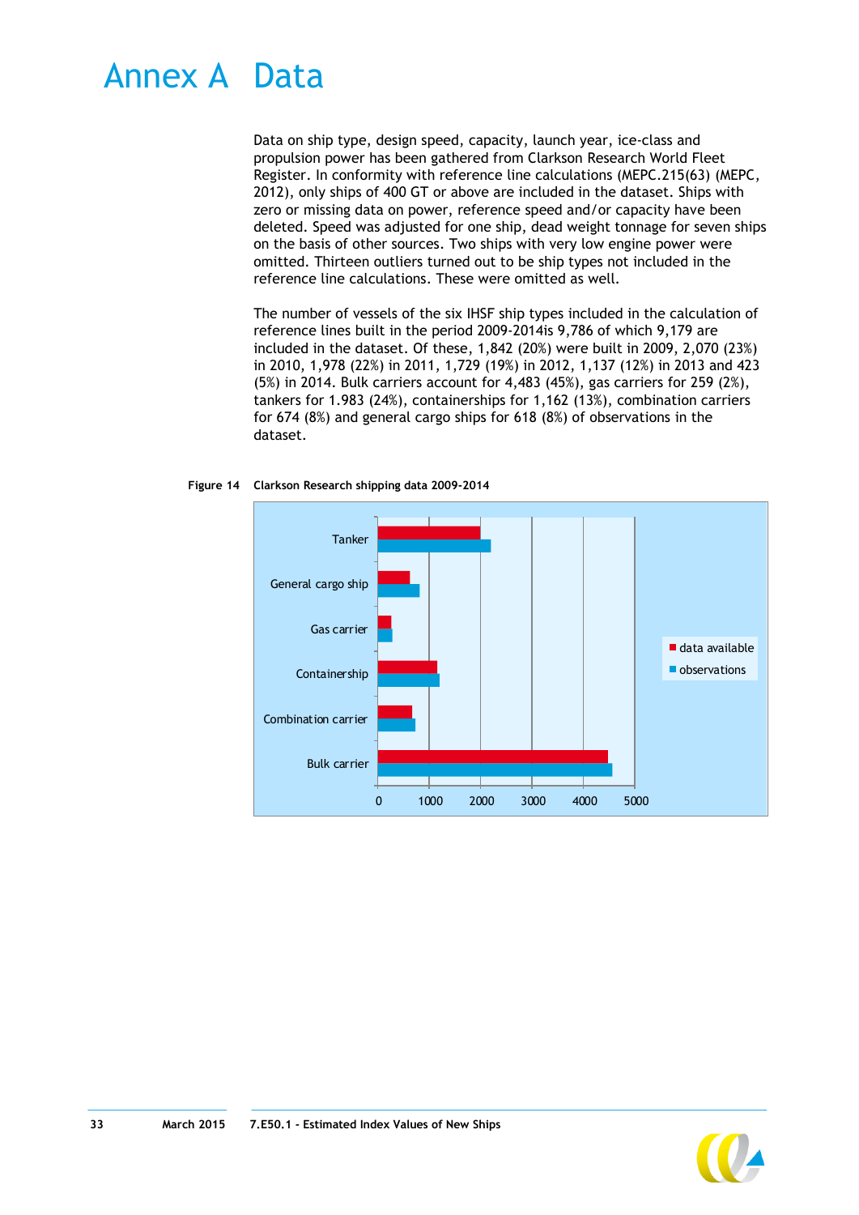# Annex A Data

Data on ship type, design speed, capacity, launch year, ice-class and propulsion power has been gathered from Clarkson Research World Fleet Register. In conformity with reference line calculations (MEPC.215(63) (MEPC, 2012), only ships of 400 GT or above are included in the dataset. Ships with zero or missing data on power, reference speed and/or capacity have been deleted. Speed was adjusted for one ship, dead weight tonnage for seven ships on the basis of other sources. Two ships with very low engine power were omitted. Thirteen outliers turned out to be ship types not included in the reference line calculations. These were omitted as well.

The number of vessels of the six IHSF ship types included in the calculation of reference lines built in the period 2009-2014is 9,786 of which 9,179 are included in the dataset. Of these, 1,842 (20%) were built in 2009, 2,070 (23%) in 2010, 1,978 (22%) in 2011, 1,729 (19%) in 2012, 1,137 (12%) in 2013 and 423 (5%) in 2014. Bulk carriers account for 4,483 (45%), gas carriers for 259 (2%), tankers for 1.983 (24%), containerships for 1,162 (13%), combination carriers for 674 (8%) and general cargo ships for 618 (8%) of observations in the dataset.

**Figure 14 Clarkson Research shipping data 2009-2014**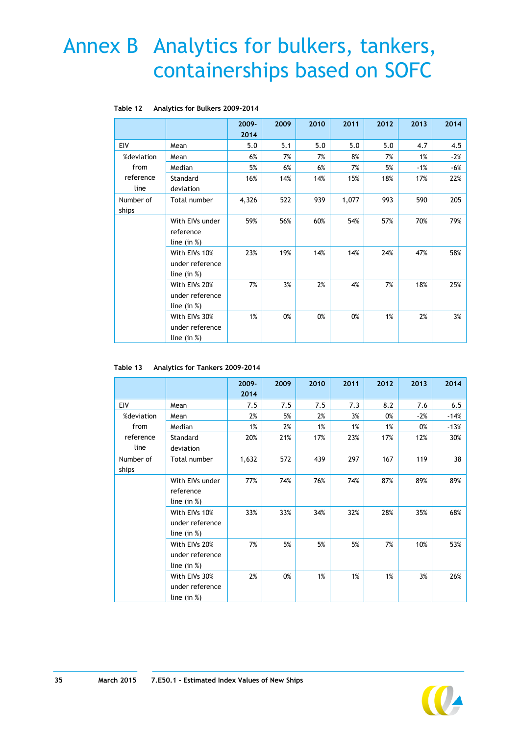# Annex B Analytics for bulkers, tankers, containerships based on SOFC

**Table 12 Analytics for Bulkers 2009-2014**

| | | 2009-2014 | 2009 | 2010 | 2011 | 2012 | 2013 | 2014 |
|---|---|---|---|---|---|---|---|---|
| EIV | Mean | 5.0 | 5.1 | 5.0 | 5.0 | 5.0 | 4.7 | 4.5 |
| %deviation from reference line | Mean | 6% | 7% | 7% | 8% | 7% | 1% | -2% |
| | Median | 5% | 6% | 6% | 7% | 5% | -1% | -6% |
| | Standard deviation | 16% | 14% | 14% | 15% | 18% | 17% | 22% |
| Number of ships | Total number | 4,326 | 522 | 939 | 1,077 | 993 | 590 | 205 |
| | With EIVs under reference line (in %) | 59% | 56% | 60% | 54% | 57% | 70% | 79% |
| | With EIVs 10% under reference line (in %) | 23% | 19% | 14% | 14% | 24% | 47% | 58% |
| | With EIVs 20% under reference line (in %) | 7% | 3% | 2% | 4% | 7% | 18% | 25% |
| | With EIVs 30% under reference line (in %) | 1% | 0% | 0% | 0% | 1% | 2% | 3% |

**Table 13 Analytics for Tankers 2009-2014**

| | | 2009-2014 | 2009 | 2010 | 2011 | 2012 | 2013 | 2014 |
|---|---|---|---|---|---|---|---|---|
| EIV | Mean | 7.5 | 7.5 | 7.5 | 7.3 | 8.2 | 7.6 | 6.5 |
| %deviation from reference line | Mean | 2% | 5% | 2% | 3% | 0% | -2% | -14% |
| | Median | 1% | 2% | 1% | 1% | 1% | 0% | -13% |
| | Standard deviation | 20% | 21% | 17% | 23% | 17% | 12% | 30% |
| Number of ships | Total number | 1,632 | 572 | 439 | 297 | 167 | 119 | 38 |
| | With EIVs under reference line (in %) | 77% | 74% | 76% | 74% | 87% | 89% | 89% |
| | With EIVs 10% under reference line (in %) | 33% | 33% | 34% | 32% | 28% | 35% | 68% |
| | With EIVs 20% under reference line (in %) | 7% | 5% | 5% | 5% | 7% | 10% | 53% |
| | With EIVs 30% under reference line (in %) | 2% | 0% | 1% | 1% | 1% | 3% | 26% |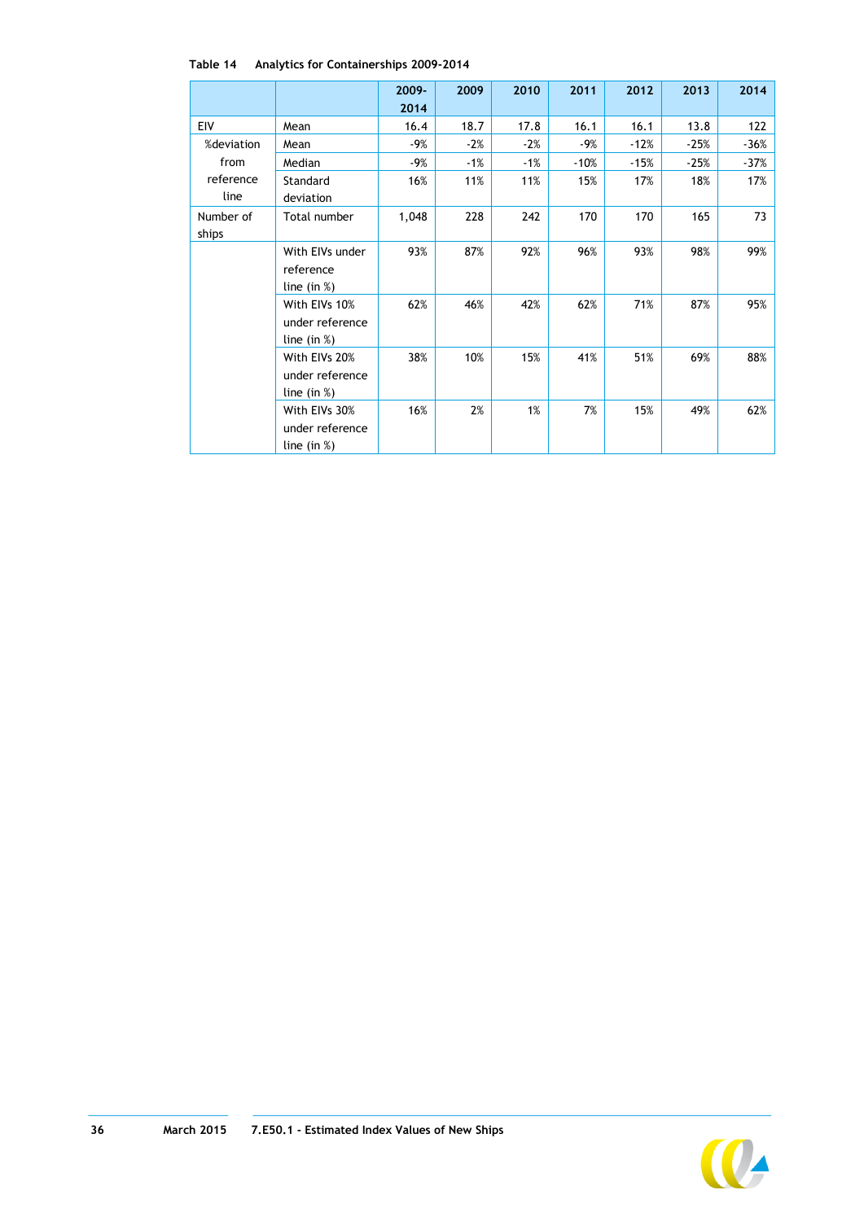Table 14 Analytics for Containerships 2009-2014

| | | 2009-2014 | 2009 | 2010 | 2011 | 2012 | 2013 | 2014 |
|---|---|---|---|---|---|---|---|---|
| EIV | Mean | 16.4 | 18.7 | 17.8 | 16.1 | 16.1 | 13.8 | 122 |
| %deviation from reference line | Mean | -9% | -2% | -2% | -9% | -12% | -25% | -36% |
| | Median | -9% | -1% | -1% | -10% | -15% | -25% | -37% |
| | Standard deviation | 16% | 11% | 11% | 15% | 17% | 18% | 17% |
| Number of ships | Total number | 1,048 | 228 | 242 | 170 | 170 | 165 | 73 |
| | With EIVs under reference line (in %) | 93% | 87% | 92% | 96% | 93% | 98% | 99% |
| | With EIVs 10% under reference line (in %) | 62% | 46% | 42% | 62% | 71% | 87% | 95% |
| | With EIVs 20% under reference line (in %) | 38% | 10% | 15% | 41% | 51% | 69% | 88% |
| | With EIVs 30% under reference line (in %) | 16% | 2% | 1% | 7% | 15% | 49% | 62% |